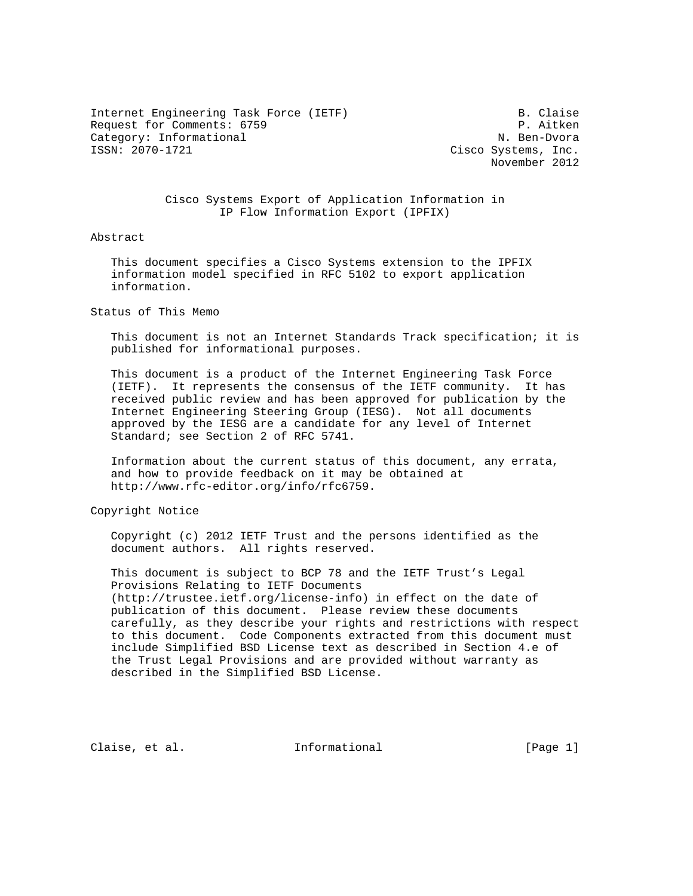Internet Engineering Task Force (IETF)  
Request for Comments: 6759  
Category: Informational  
ISSN: 2070-1721

B. Claise  
P. Aitken  
N. Ben-Dvora  
Cisco Systems, Inc.  
November 2012

# Cisco Systems Export of Application Information in IP Flow Information Export (IPFIX)

## Abstract

This document specifies a Cisco Systems extension to the IPFIX information model specified in RFC 5102 to export application information.

## Status of This Memo

This document is not an Internet Standards Track specification; it is published for informational purposes.

This document is a product of the Internet Engineering Task Force (IETF). It represents the consensus of the IETF community. It has received public review and has been approved for publication by the Internet Engineering Steering Group (IESG). Not all documents approved by the IESG are a candidate for any level of Internet Standard; see Section 2 of RFC 5741.

Information about the current status of this document, any errata, and how to provide feedback on it may be obtained at http://www.rfc-editor.org/info/rfc6759.

## Copyright Notice

Copyright (c) 2012 IETF Trust and the persons identified as the document authors. All rights reserved.

This document is subject to BCP 78 and the IETF Trust's Legal Provisions Relating to IETF Documents (http://trustee.ietf.org/license-info) in effect on the date of publication of this document. Please review these documents carefully, as they describe your rights and restrictions with respect to this document. Code Components extracted from this document must include Simplified BSD License text as described in Section 4.e of the Trust Legal Provisions and are provided without warranty as described in the Simplified BSD License.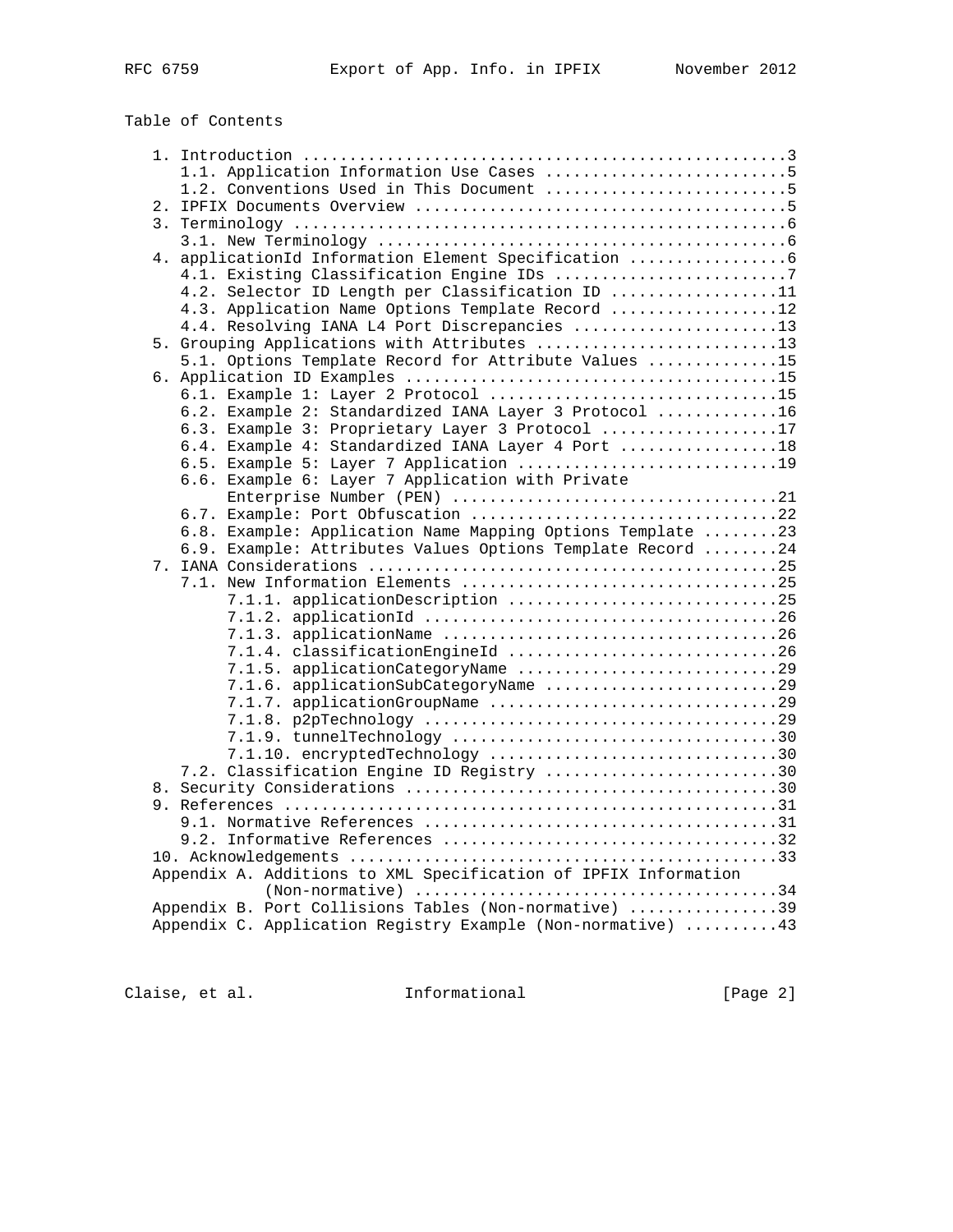Table of Contents

```
   1. Introduction ....................................................3
      1.1. Application Information Use Cases ..........................5
      1.2. Conventions Used in This Document ..........................5
   2. IPFIX Documents Overview ........................................5
   3. Terminology .....................................................6
      3.1. New Terminology ............................................6
   4. applicationId Information Element Specification .................6
      4.1. Existing Classification Engine IDs .........................7
      4.2. Selector ID Length per Classification ID ..................11
      4.3. Application Name Options Template Record ..................12
      4.4. Resolving IANA L4 Port Discrepancies ......................13
   5. Grouping Applications with Attributes ..........................13
      5.1. Options Template Record for Attribute Values ..............15
   6. Application ID Examples ........................................15
      6.1. Example 1: Layer 2 Protocol ...............................15
      6.2. Example 2: Standardized IANA Layer 3 Protocol .............16
      6.3. Example 3: Proprietary Layer 3 Protocol ...................17
      6.4. Example 4: Standardized IANA Layer 4 Port .................18
      6.5. Example 5: Layer 7 Application ............................19
      6.6. Example 6: Layer 7 Application with Private
           Enterprise Number (PEN) ...................................21
      6.7. Example: Port Obfuscation .................................22
      6.8. Example: Application Name Mapping Options Template ........23
      6.9. Example: Attributes Values Options Template Record ........24
   7. IANA Considerations ............................................25
      7.1. New Information Elements ..................................25
           7.1.1. applicationDescription .............................25
           7.1.2. applicationId ......................................26
           7.1.3. applicationName ....................................26
           7.1.4. classificationEngineId .............................26
           7.1.5. applicationCategoryName ............................29
           7.1.6. applicationSubCategoryName .........................29
           7.1.7. applicationGroupName ...............................29
           7.1.8. p2pTechnology ......................................29
           7.1.9. tunnelTechnology ...................................30
           7.1.10. encryptedTechnology ...............................30
      7.2. Classification Engine ID Registry .........................30
   8. Security Considerations ........................................30
   9. References .....................................................31
      9.1. Normative References ......................................31
      9.2. Informative References ....................................32
   10. Acknowledgements ..............................................33
   Appendix A. Additions to XML Specification of IPFIX Information
               (Non-normative) .......................................34
   Appendix B. Port Collisions Tables (Non-normative) ................39
   Appendix C. Application Registry Example (Non-normative) ..........43
```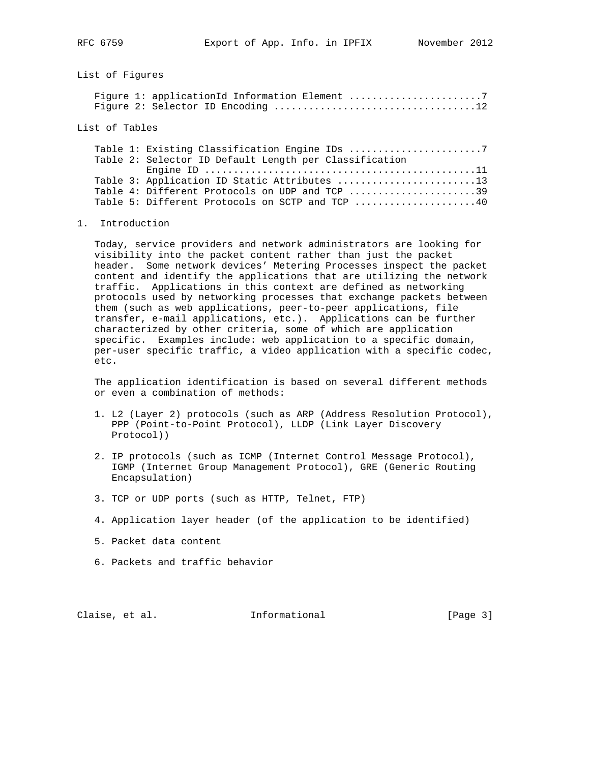List of Figures

Figure 1: applicationId Information Element .......................7
Figure 2: Selector ID Encoding ...................................12

List of Tables

Table 1: Existing Classification Engine IDs .......................7
Table 2: Selector ID Default Length per Classification Engine ID .............................................11
Table 3: Application ID Static Attributes ........................13
Table 4: Different Protocols on UDP and TCP ......................39
Table 5: Different Protocols on SCTP and TCP .....................40

## 1. Introduction

Today, service providers and network administrators are looking for visibility into the packet content rather than just the packet header. Some network devices' Metering Processes inspect the packet content and identify the applications that are utilizing the network traffic. Applications in this context are defined as networking protocols used by networking processes that exchange packets between them (such as web applications, peer-to-peer applications, file transfer, e-mail applications, etc.). Applications can be further characterized by other criteria, some of which are application specific. Examples include: web application to a specific domain, per-user specific traffic, a video application with a specific codec, etc.

The application identification is based on several different methods or even a combination of methods:

1. L2 (Layer 2) protocols (such as ARP (Address Resolution Protocol), PPP (Point-to-Point Protocol), LLDP (Link Layer Discovery Protocol))

2. IP protocols (such as ICMP (Internet Control Message Protocol), IGMP (Internet Group Management Protocol), GRE (Generic Routing Encapsulation)

3. TCP or UDP ports (such as HTTP, Telnet, FTP)

4. Application layer header (of the application to be identified)

5. Packet data content

6. Packets and traffic behavior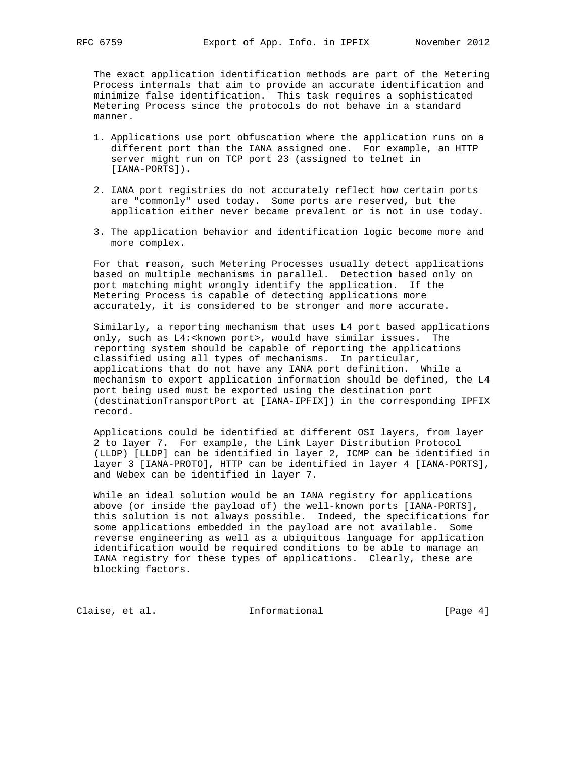The exact application identification methods are part of the Metering Process internals that aim to provide an accurate identification and minimize false identification. This task requires a sophisticated Metering Process since the protocols do not behave in a standard manner.

1. Applications use port obfuscation where the application runs on a different port than the IANA assigned one. For example, an HTTP server might run on TCP port 23 (assigned to telnet in [IANA-PORTS]).

2. IANA port registries do not accurately reflect how certain ports are "commonly" used today. Some ports are reserved, but the application either never became prevalent or is not in use today.

3. The application behavior and identification logic become more and more complex.

For that reason, such Metering Processes usually detect applications based on multiple mechanisms in parallel. Detection based only on port matching might wrongly identify the application. If the Metering Process is capable of detecting applications more accurately, it is considered to be stronger and more accurate.

Similarly, a reporting mechanism that uses L4 port based applications only, such as L4:<known port>, would have similar issues. The reporting system should be capable of reporting the applications classified using all types of mechanisms. In particular, applications that do not have any IANA port definition. While a mechanism to export application information should be defined, the L4 port being used must be exported using the destination port (destinationTransportPort at [IANA-IPFIX]) in the corresponding IPFIX record.

Applications could be identified at different OSI layers, from layer 2 to layer 7. For example, the Link Layer Distribution Protocol (LLDP) [LLDP] can be identified in layer 2, ICMP can be identified in layer 3 [IANA-PROTO], HTTP can be identified in layer 4 [IANA-PORTS], and Webex can be identified in layer 7.

While an ideal solution would be an IANA registry for applications above (or inside the payload of) the well-known ports [IANA-PORTS], this solution is not always possible. Indeed, the specifications for some applications embedded in the payload are not available. Some reverse engineering as well as a ubiquitous language for application identification would be required conditions to be able to manage an IANA registry for these types of applications. Clearly, these are blocking factors.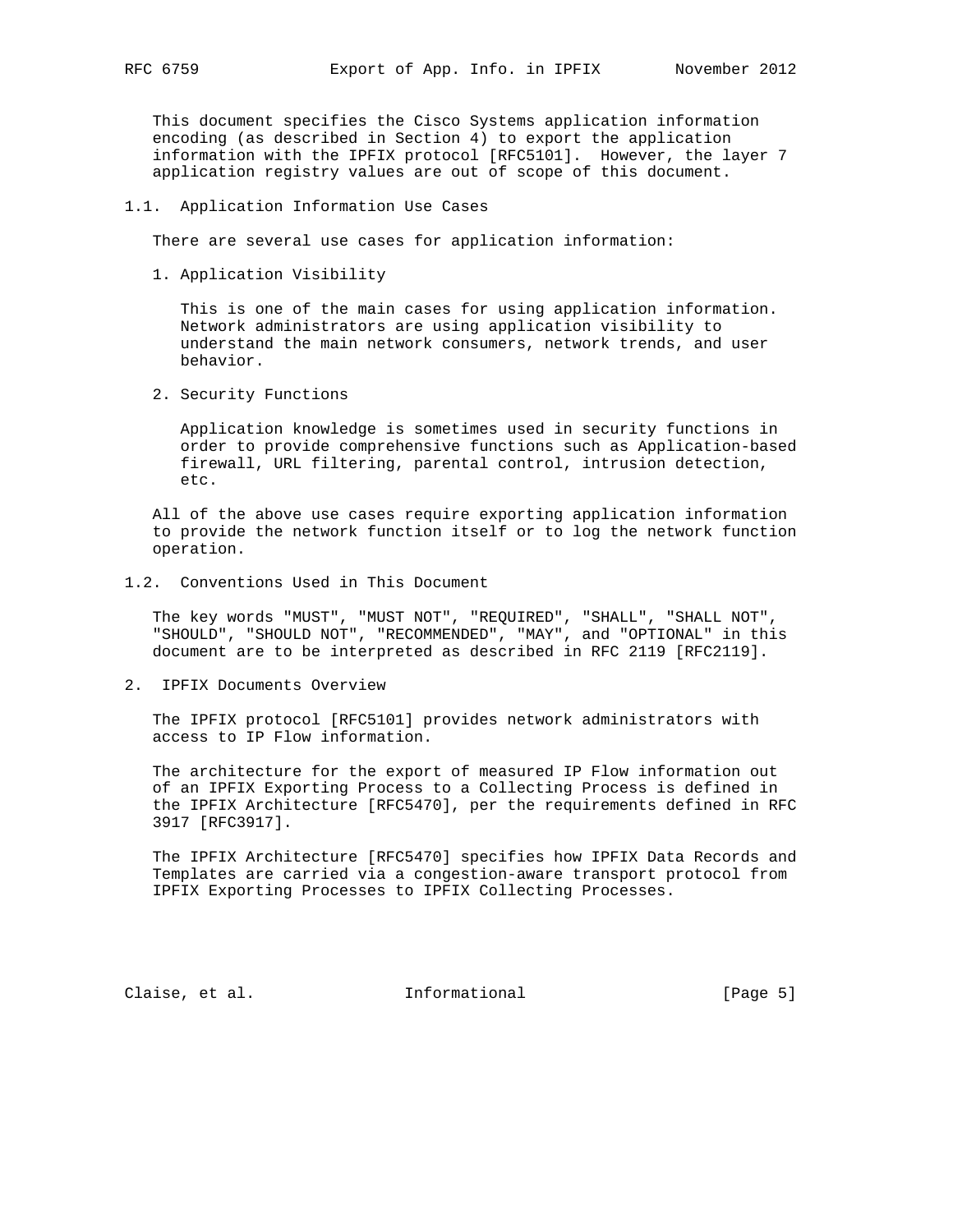This document specifies the Cisco Systems application information encoding (as described in Section 4) to export the application information with the IPFIX protocol [RFC5101]. However, the layer 7 application registry values are out of scope of this document.

### 1.1. Application Information Use Cases

There are several use cases for application information:

1. Application Visibility

   This is one of the main cases for using application information. Network administrators are using application visibility to understand the main network consumers, network trends, and user behavior.

2. Security Functions

   Application knowledge is sometimes used in security functions in order to provide comprehensive functions such as Application-based firewall, URL filtering, parental control, intrusion detection, etc.

All of the above use cases require exporting application information to provide the network function itself or to log the network function operation.

### 1.2. Conventions Used in This Document

The key words "MUST", "MUST NOT", "REQUIRED", "SHALL", "SHALL NOT", "SHOULD", "SHOULD NOT", "RECOMMENDED", "MAY", and "OPTIONAL" in this document are to be interpreted as described in RFC 2119 [RFC2119].

## 2. IPFIX Documents Overview

The IPFIX protocol [RFC5101] provides network administrators with access to IP Flow information.

The architecture for the export of measured IP Flow information out of an IPFIX Exporting Process to a Collecting Process is defined in the IPFIX Architecture [RFC5470], per the requirements defined in RFC 3917 [RFC3917].

The IPFIX Architecture [RFC5470] specifies how IPFIX Data Records and Templates are carried via a congestion-aware transport protocol from IPFIX Exporting Processes to IPFIX Collecting Processes.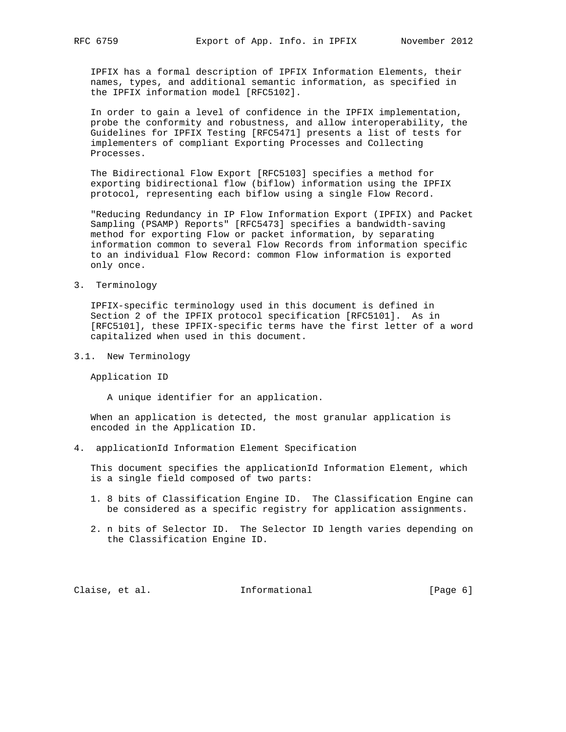IPFIX has a formal description of IPFIX Information Elements, their names, types, and additional semantic information, as specified in the IPFIX information model [RFC5102].

In order to gain a level of confidence in the IPFIX implementation, probe the conformity and robustness, and allow interoperability, the Guidelines for IPFIX Testing [RFC5471] presents a list of tests for implementers of compliant Exporting Processes and Collecting Processes.

The Bidirectional Flow Export [RFC5103] specifies a method for exporting bidirectional flow (biflow) information using the IPFIX protocol, representing each biflow using a single Flow Record.

"Reducing Redundancy in IP Flow Information Export (IPFIX) and Packet Sampling (PSAMP) Reports" [RFC5473] specifies a bandwidth-saving method for exporting Flow or packet information, by separating information common to several Flow Records from information specific to an individual Flow Record: common Flow information is exported only once.

## 3. Terminology

IPFIX-specific terminology used in this document is defined in Section 2 of the IPFIX protocol specification [RFC5101]. As in [RFC5101], these IPFIX-specific terms have the first letter of a word capitalized when used in this document.

### 3.1. New Terminology

Application ID

  A unique identifier for an application.

When an application is detected, the most granular application is encoded in the Application ID.

## 4. applicationId Information Element Specification

This document specifies the applicationId Information Element, which is a single field composed of two parts:

1. 8 bits of Classification Engine ID. The Classification Engine can be considered as a specific registry for application assignments.

2. n bits of Selector ID. The Selector ID length varies depending on the Classification Engine ID.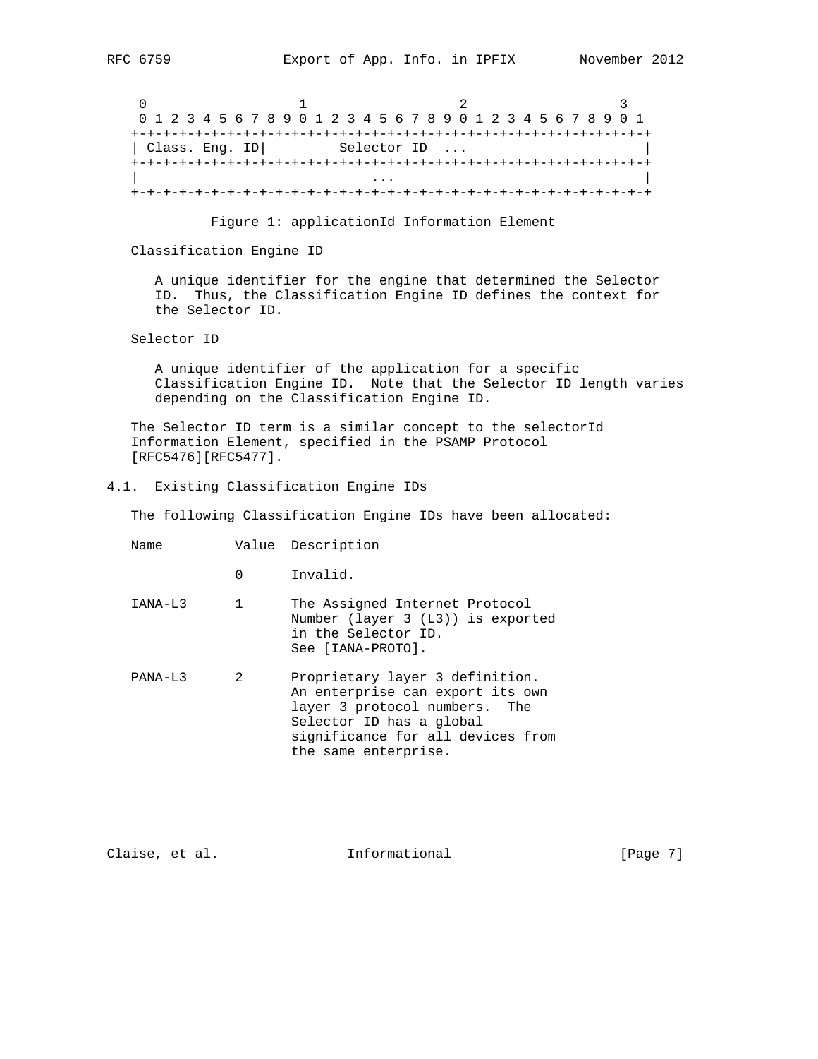```
 0                   1                   2                   3
 0 1 2 3 4 5 6 7 8 9 0 1 2 3 4 5 6 7 8 9 0 1 2 3 4 5 6 7 8 9 0 1
+-+-+-+-+-+-+-+-+-+-+-+-+-+-+-+-+-+-+-+-+-+-+-+-+-+-+-+-+-+-+-+-+
| Class. Eng. ID|         Selector ID  ...                        |
+-+-+-+-+-+-+-+-+-+-+-+-+-+-+-+-+-+-+-+-+-+-+-+-+-+-+-+-+-+-+-+-+
|                             ...                               |
+-+-+-+-+-+-+-+-+-+-+-+-+-+-+-+-+-+-+-+-+-+-+-+-+-+-+-+-+-+-+-+-+
```

Figure 1: applicationId Information Element

Classification Engine ID

A unique identifier for the engine that determined the Selector ID. Thus, the Classification Engine ID defines the context for the Selector ID.

Selector ID

A unique identifier of the application for a specific Classification Engine ID. Note that the Selector ID length varies depending on the Classification Engine ID.

The Selector ID term is a similar concept to the selectorId Information Element, specified in the PSAMP Protocol [RFC5476][RFC5477].

### 4.1. Existing Classification Engine IDs

The following Classification Engine IDs have been allocated:

| Name | Value | Description |
|---|---|---|
| | 0 | Invalid. |
| IANA-L3 | 1 | The Assigned Internet Protocol Number (layer 3 (L3)) is exported in the Selector ID. See [IANA-PROTO]. |
| PANA-L3 | 2 | Proprietary layer 3 definition. An enterprise can export its own layer 3 protocol numbers. The Selector ID has a global significance for all devices from the same enterprise. |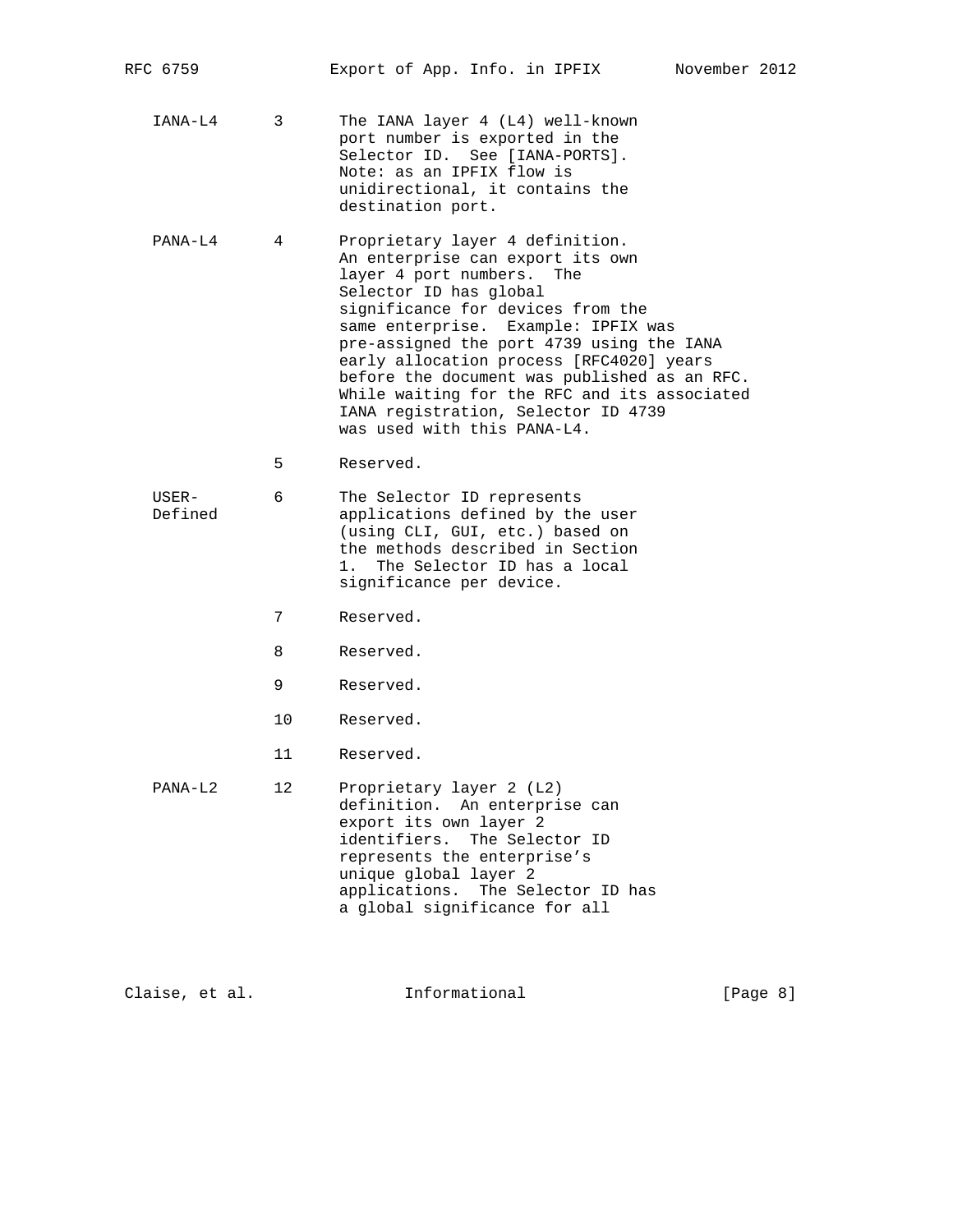| Name | Value | Description |
|---|---|---|
| IANA-L4 | 3 | The IANA layer 4 (L4) well-known port number is exported in the Selector ID. See [IANA-PORTS]. Note: as an IPFIX flow is unidirectional, it contains the destination port. |
| PANA-L4 | 4 | Proprietary layer 4 definition. An enterprise can export its own layer 4 port numbers. The Selector ID has global significance for devices from the same enterprise. Example: IPFIX was pre-assigned the port 4739 using the IANA early allocation process [RFC4020] years before the document was published as an RFC. While waiting for the RFC and its associated IANA registration, Selector ID 4739 was used with this PANA-L4. |
| | 5 | Reserved. |
| USER-Defined | 6 | The Selector ID represents applications defined by the user (using CLI, GUI, etc.) based on the methods described in Section 1. The Selector ID has a local significance per device. |
| | 7 | Reserved. |
| | 8 | Reserved. |
| | 9 | Reserved. |
| | 10 | Reserved. |
| | 11 | Reserved. |
| PANA-L2 | 12 | Proprietary layer 2 (L2) definition. An enterprise can export its own layer 2 identifiers. The Selector ID represents the enterprise's unique global layer 2 applications. The Selector ID has a global significance for all |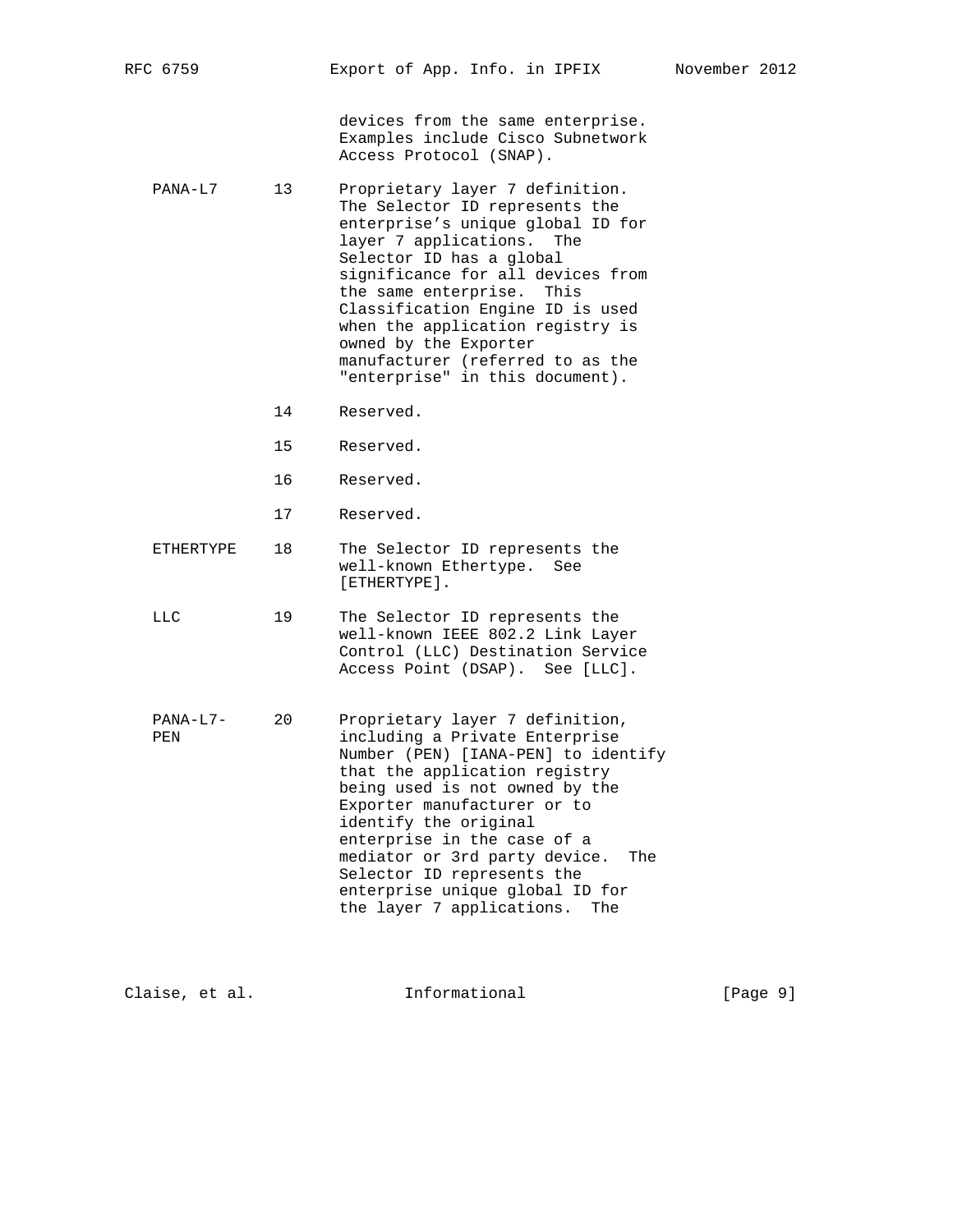| Name | Value | Description |
|---|---|---|
| | | devices from the same enterprise. Examples include Cisco Subnetwork Access Protocol (SNAP). |
| PANA-L7 | 13 | Proprietary layer 7 definition. The Selector ID represents the enterprise's unique global ID for layer 7 applications. The Selector ID has a global significance for all devices from the same enterprise. This Classification Engine ID is used when the application registry is owned by the Exporter manufacturer (referred to as the "enterprise" in this document). |
| | 14 | Reserved. |
| | 15 | Reserved. |
| | 16 | Reserved. |
| | 17 | Reserved. |
| ETHERTYPE | 18 | The Selector ID represents the well-known Ethertype. See [ETHERTYPE]. |
| LLC | 19 | The Selector ID represents the well-known IEEE 802.2 Link Layer Control (LLC) Destination Service Access Point (DSAP). See [LLC]. |
| PANA-L7-PEN | 20 | Proprietary layer 7 definition, including a Private Enterprise Number (PEN) [IANA-PEN] to identify that the application registry being used is not owned by the Exporter manufacturer or to identify the original enterprise in the case of a mediator or 3rd party device. The Selector ID represents the enterprise unique global ID for the layer 7 applications. The |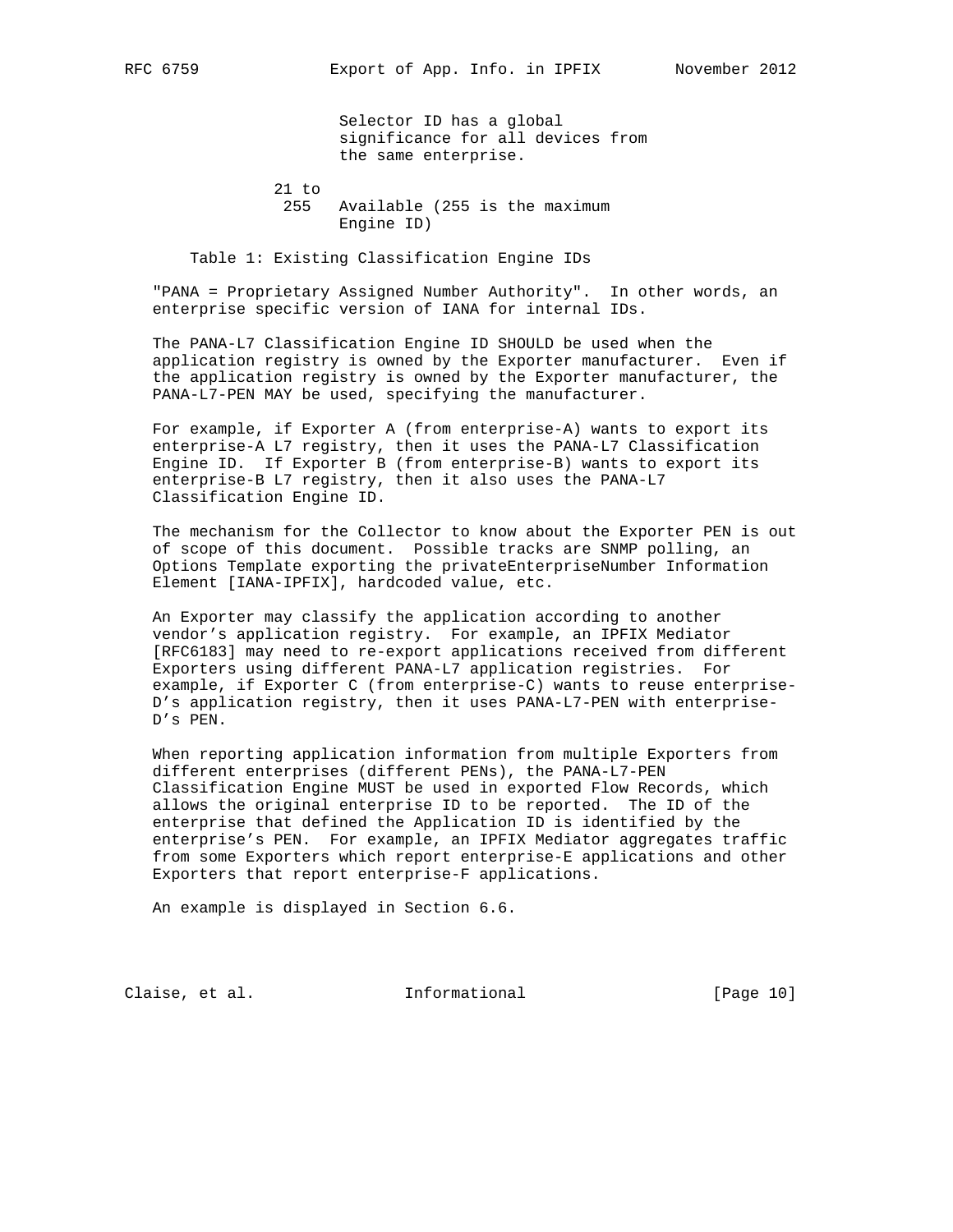| | |
|---|---|
| | Selector ID has a global significance for all devices from the same enterprise. |
| 21 to 255 | Available (255 is the maximum Engine ID) |

Table 1: Existing Classification Engine IDs

"PANA = Proprietary Assigned Number Authority". In other words, an enterprise specific version of IANA for internal IDs.

The PANA-L7 Classification Engine ID SHOULD be used when the application registry is owned by the Exporter manufacturer. Even if the application registry is owned by the Exporter manufacturer, the PANA-L7-PEN MAY be used, specifying the manufacturer.

For example, if Exporter A (from enterprise-A) wants to export its enterprise-A L7 registry, then it uses the PANA-L7 Classification Engine ID. If Exporter B (from enterprise-B) wants to export its enterprise-B L7 registry, then it also uses the PANA-L7 Classification Engine ID.

The mechanism for the Collector to know about the Exporter PEN is out of scope of this document. Possible tracks are SNMP polling, an Options Template exporting the privateEnterpriseNumber Information Element [IANA-IPFIX], hardcoded value, etc.

An Exporter may classify the application according to another vendor's application registry. For example, an IPFIX Mediator [RFC6183] may need to re-export applications received from different Exporters using different PANA-L7 application registries. For example, if Exporter C (from enterprise-C) wants to reuse enterprise-D's application registry, then it uses PANA-L7-PEN with enterprise-D's PEN.

When reporting application information from multiple Exporters from different enterprises (different PENs), the PANA-L7-PEN Classification Engine MUST be used in exported Flow Records, which allows the original enterprise ID to be reported. The ID of the enterprise that defined the Application ID is identified by the enterprise's PEN. For example, an IPFIX Mediator aggregates traffic from some Exporters which report enterprise-E applications and other Exporters that report enterprise-F applications.

An example is displayed in Section 6.6.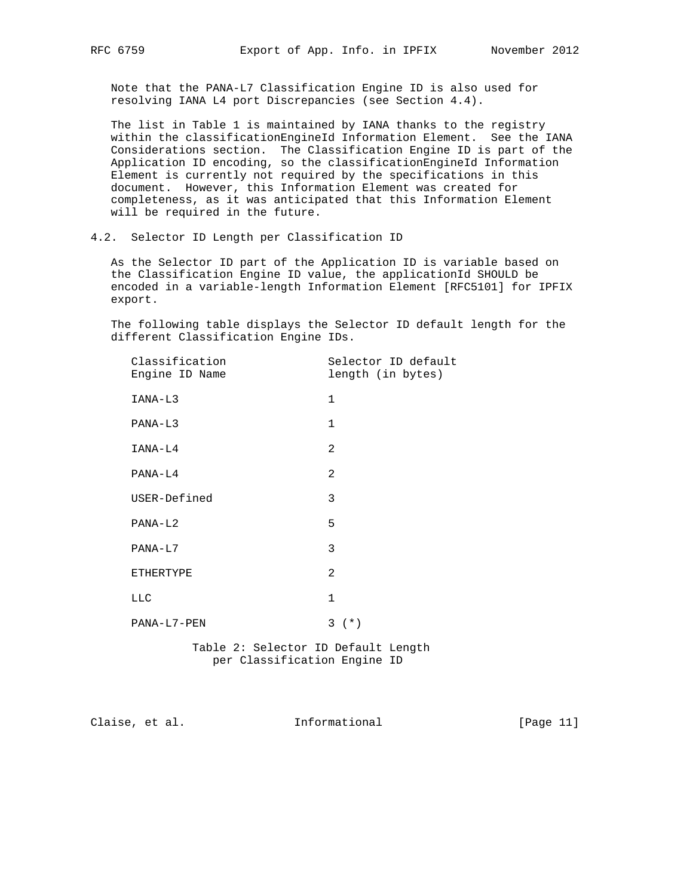Note that the PANA-L7 Classification Engine ID is also used for resolving IANA L4 port Discrepancies (see Section 4.4).

The list in Table 1 is maintained by IANA thanks to the registry within the classificationEngineId Information Element. See the IANA Considerations section. The Classification Engine ID is part of the Application ID encoding, so the classificationEngineId Information Element is currently not required by the specifications in this document. However, this Information Element was created for completeness, as it was anticipated that this Information Element will be required in the future.

## 4.2. Selector ID Length per Classification ID

As the Selector ID part of the Application ID is variable based on the Classification Engine ID value, the applicationId SHOULD be encoded in a variable-length Information Element [RFC5101] for IPFIX export.

The following table displays the Selector ID default length for the different Classification Engine IDs.

| Classification Engine ID Name | Selector ID default length (in bytes) |
|---|---|
| IANA-L3 | 1 |
| PANA-L3 | 1 |
| IANA-L4 | 2 |
| PANA-L4 | 2 |
| USER-Defined | 3 |
| PANA-L2 | 5 |
| PANA-L7 | 3 |
| ETHERTYPE | 2 |
| LLC | 1 |
| PANA-L7-PEN | 3 (*) |

Table 2: Selector ID Default Length per Classification Engine ID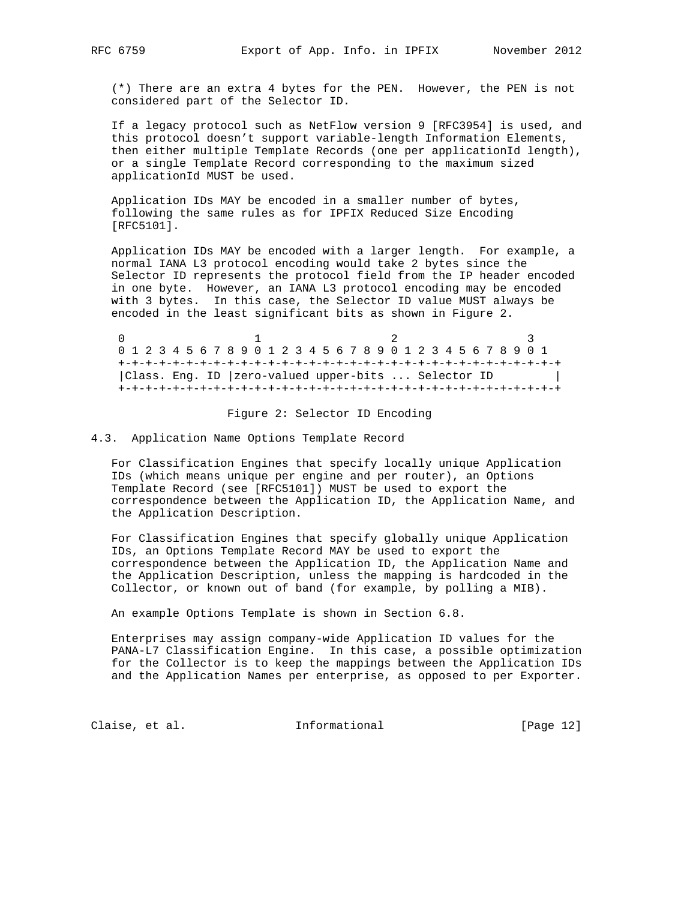(*) There are an extra 4 bytes for the PEN. However, the PEN is not considered part of the Selector ID.

If a legacy protocol such as NetFlow version 9 [RFC3954] is used, and this protocol doesn't support variable-length Information Elements, then either multiple Template Records (one per applicationId length), or a single Template Record corresponding to the maximum sized applicationId MUST be used.

Application IDs MAY be encoded in a smaller number of bytes, following the same rules as for IPFIX Reduced Size Encoding [RFC5101].

Application IDs MAY be encoded with a larger length. For example, a normal IANA L3 protocol encoding would take 2 bytes since the Selector ID represents the protocol field from the IP header encoded in one byte. However, an IANA L3 protocol encoding may be encoded with 3 bytes. In this case, the Selector ID value MUST always be encoded in the least significant bits as shown in Figure 2.

```
 0                   1                   2                   3
 0 1 2 3 4 5 6 7 8 9 0 1 2 3 4 5 6 7 8 9 0 1 2 3 4 5 6 7 8 9 0 1
 +-+-+-+-+-+-+-+-+-+-+-+-+-+-+-+-+-+-+-+-+-+-+-+-+-+-+-+-+-+-+-+-+
 |Class. Eng. ID |zero-valued upper-bits ... Selector ID         |
 +-+-+-+-+-+-+-+-+-+-+-+-+-+-+-+-+-+-+-+-+-+-+-+-+-+-+-+-+-+-+-+-+
```

Figure 2: Selector ID Encoding

## 4.3. Application Name Options Template Record

For Classification Engines that specify locally unique Application IDs (which means unique per engine and per router), an Options Template Record (see [RFC5101]) MUST be used to export the correspondence between the Application ID, the Application Name, and the Application Description.

For Classification Engines that specify globally unique Application IDs, an Options Template Record MAY be used to export the correspondence between the Application ID, the Application Name and the Application Description, unless the mapping is hardcoded in the Collector, or known out of band (for example, by polling a MIB).

An example Options Template is shown in Section 6.8.

Enterprises may assign company-wide Application ID values for the PANA-L7 Classification Engine. In this case, a possible optimization for the Collector is to keep the mappings between the Application IDs and the Application Names per enterprise, as opposed to per Exporter.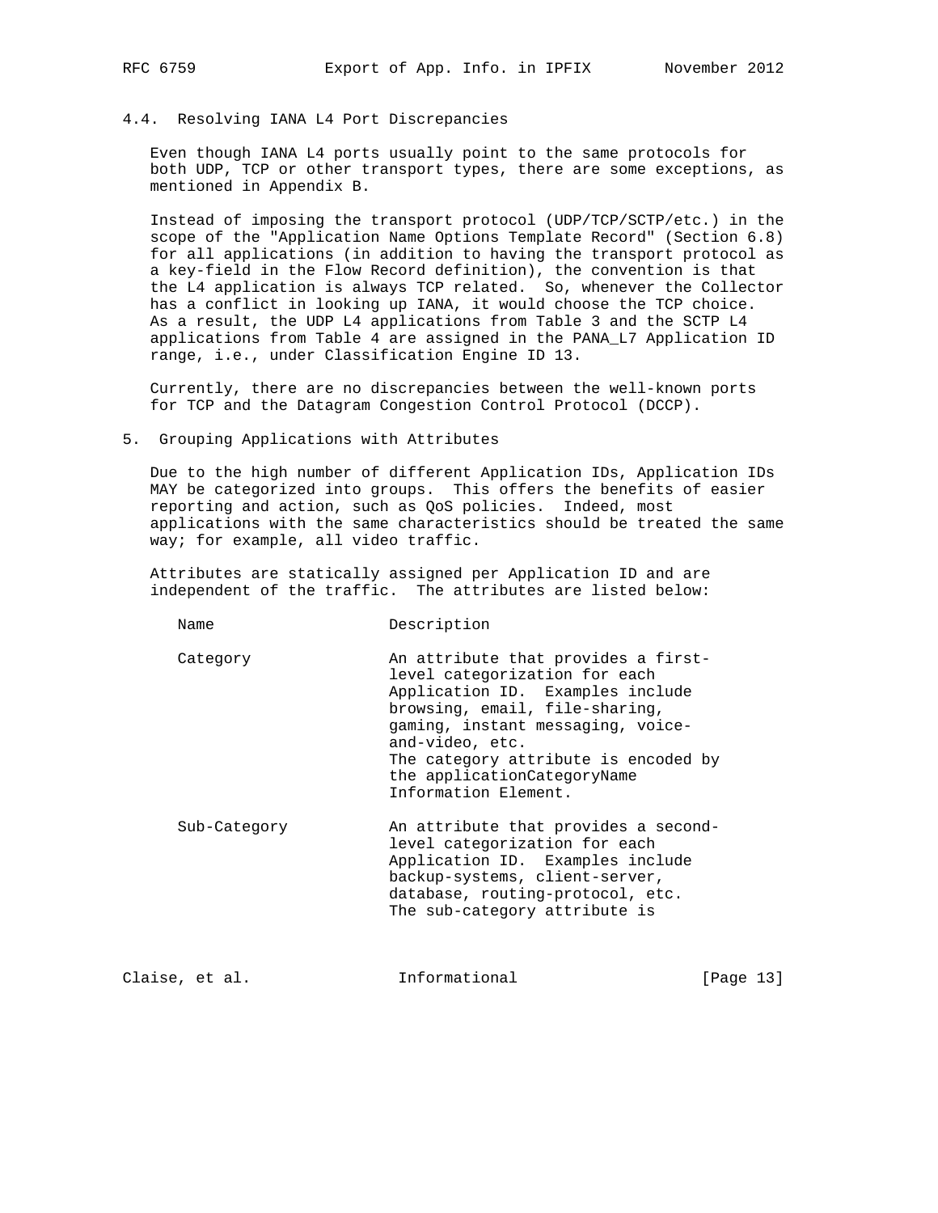### 4.4. Resolving IANA L4 Port Discrepancies

Even though IANA L4 ports usually point to the same protocols for both UDP, TCP or other transport types, there are some exceptions, as mentioned in Appendix B.

Instead of imposing the transport protocol (UDP/TCP/SCTP/etc.) in the scope of the "Application Name Options Template Record" (Section 6.8) for all applications (in addition to having the transport protocol as a key-field in the Flow Record definition), the convention is that the L4 application is always TCP related. So, whenever the Collector has a conflict in looking up IANA, it would choose the TCP choice. As a result, the UDP L4 applications from Table 3 and the SCTP L4 applications from Table 4 are assigned in the PANA_L7 Application ID range, i.e., under Classification Engine ID 13.

Currently, there are no discrepancies between the well-known ports for TCP and the Datagram Congestion Control Protocol (DCCP).

## 5. Grouping Applications with Attributes

Due to the high number of different Application IDs, Application IDs MAY be categorized into groups. This offers the benefits of easier reporting and action, such as QoS policies. Indeed, most applications with the same characteristics should be treated the same way; for example, all video traffic.

Attributes are statically assigned per Application ID and are independent of the traffic. The attributes are listed below:

| Name | Description |
|---|---|
| Category | An attribute that provides a first-level categorization for each Application ID. Examples include browsing, email, file-sharing, gaming, instant messaging, voice-and-video, etc. The category attribute is encoded by the applicationCategoryName Information Element. |
| Sub-Category | An attribute that provides a second-level categorization for each Application ID. Examples include backup-systems, client-server, database, routing-protocol, etc. The sub-category attribute is |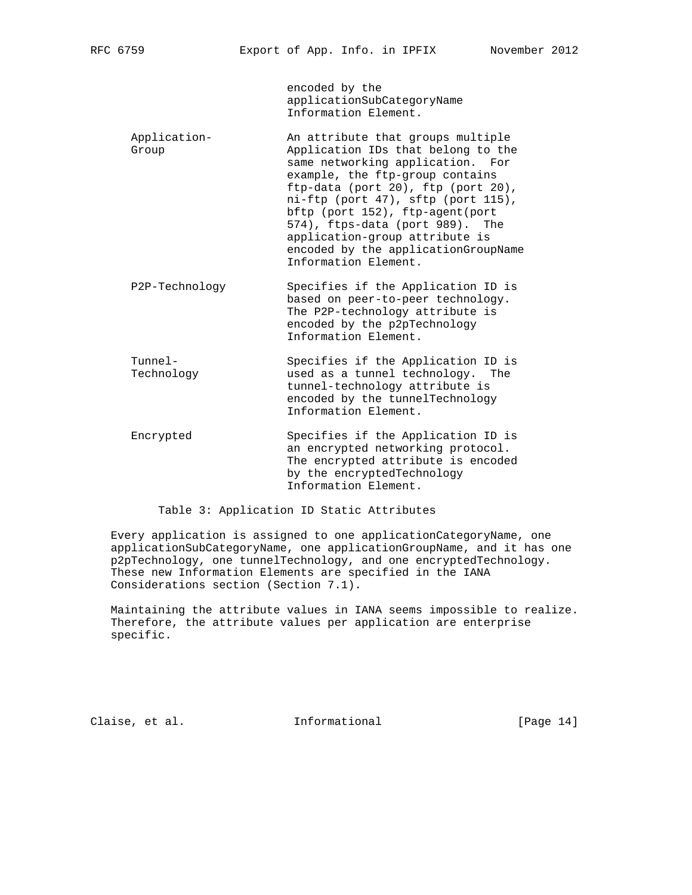| | |
|---|---|
| | encoded by the applicationSubCategoryName Information Element. |
| Application-Group | An attribute that groups multiple Application IDs that belong to the same networking application. For example, the ftp-group contains ftp-data (port 20), ftp (port 20), ni-ftp (port 47), sftp (port 115), bftp (port 152), ftp-agent(port 574), ftps-data (port 989). The application-group attribute is encoded by the applicationGroupName Information Element. |
| P2P-Technology | Specifies if the Application ID is based on peer-to-peer technology. The P2P-technology attribute is encoded by the p2pTechnology Information Element. |
| Tunnel-Technology | Specifies if the Application ID is used as a tunnel technology. The tunnel-technology attribute is encoded by the tunnelTechnology Information Element. |
| Encrypted | Specifies if the Application ID is an encrypted networking protocol. The encrypted attribute is encoded by the encryptedTechnology Information Element. |

Table 3: Application ID Static Attributes

Every application is assigned to one applicationCategoryName, one applicationSubCategoryName, one applicationGroupName, and it has one p2pTechnology, one tunnelTechnology, and one encryptedTechnology. These new Information Elements are specified in the IANA Considerations section (Section 7.1).

Maintaining the attribute values in IANA seems impossible to realize. Therefore, the attribute values per application are enterprise specific.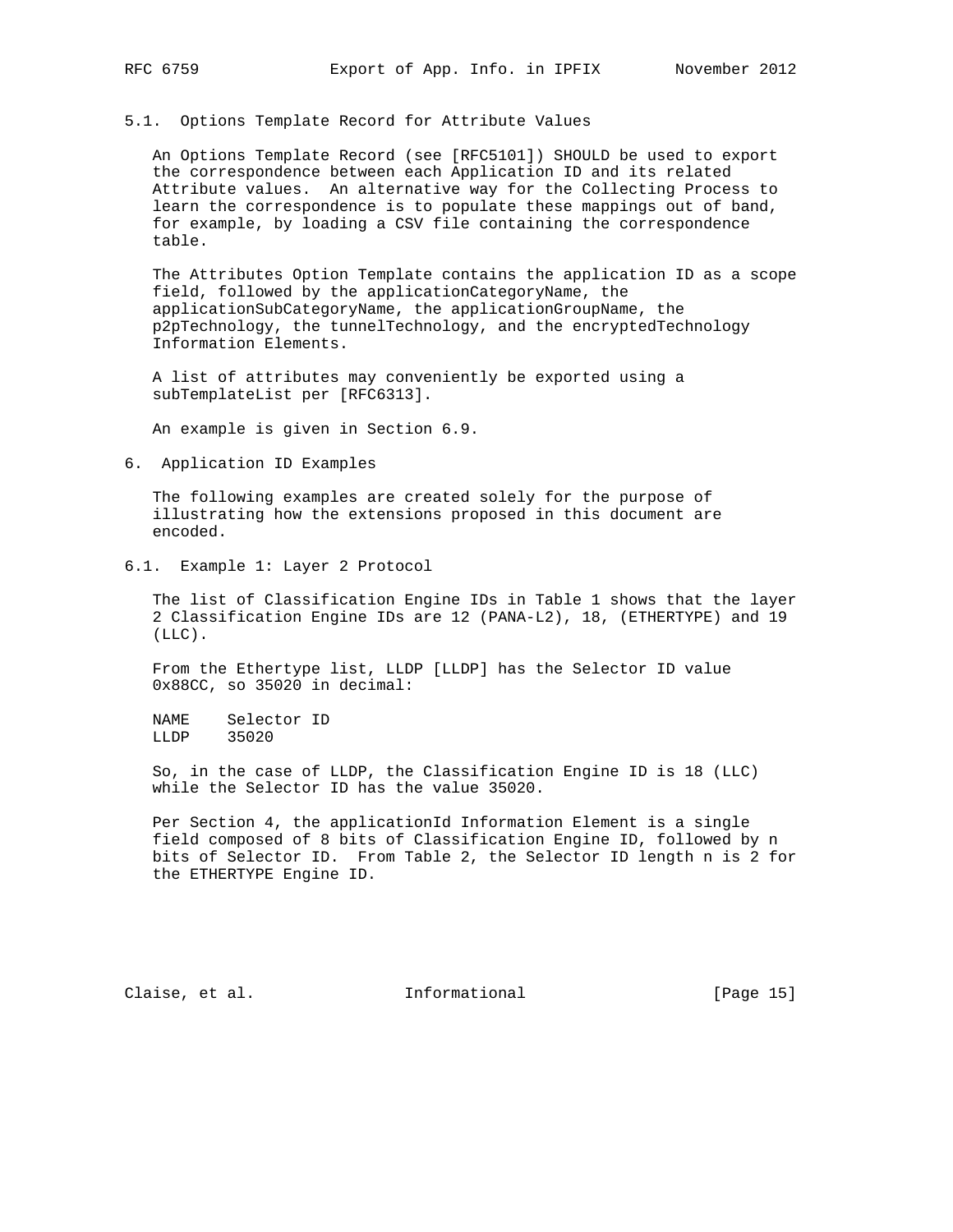### 5.1. Options Template Record for Attribute Values

An Options Template Record (see [RFC5101]) SHOULD be used to export the correspondence between each Application ID and its related Attribute values. An alternative way for the Collecting Process to learn the correspondence is to populate these mappings out of band, for example, by loading a CSV file containing the correspondence table.

The Attributes Option Template contains the application ID as a scope field, followed by the applicationCategoryName, the applicationSubCategoryName, the applicationGroupName, the p2pTechnology, the tunnelTechnology, and the encryptedTechnology Information Elements.

A list of attributes may conveniently be exported using a subTemplateList per [RFC6313].

An example is given in Section 6.9.

## 6. Application ID Examples

The following examples are created solely for the purpose of illustrating how the extensions proposed in this document are encoded.

### 6.1. Example 1: Layer 2 Protocol

The list of Classification Engine IDs in Table 1 shows that the layer 2 Classification Engine IDs are 12 (PANA-L2), 18, (ETHERTYPE) and 19 (LLC).

From the Ethertype list, LLDP [LLDP] has the Selector ID value 0x88CC, so 35020 in decimal:

```
NAME    Selector ID
LLDP    35020
```

So, in the case of LLDP, the Classification Engine ID is 18 (LLC) while the Selector ID has the value 35020.

Per Section 4, the applicationId Information Element is a single field composed of 8 bits of Classification Engine ID, followed by n bits of Selector ID. From Table 2, the Selector ID length n is 2 for the ETHERTYPE Engine ID.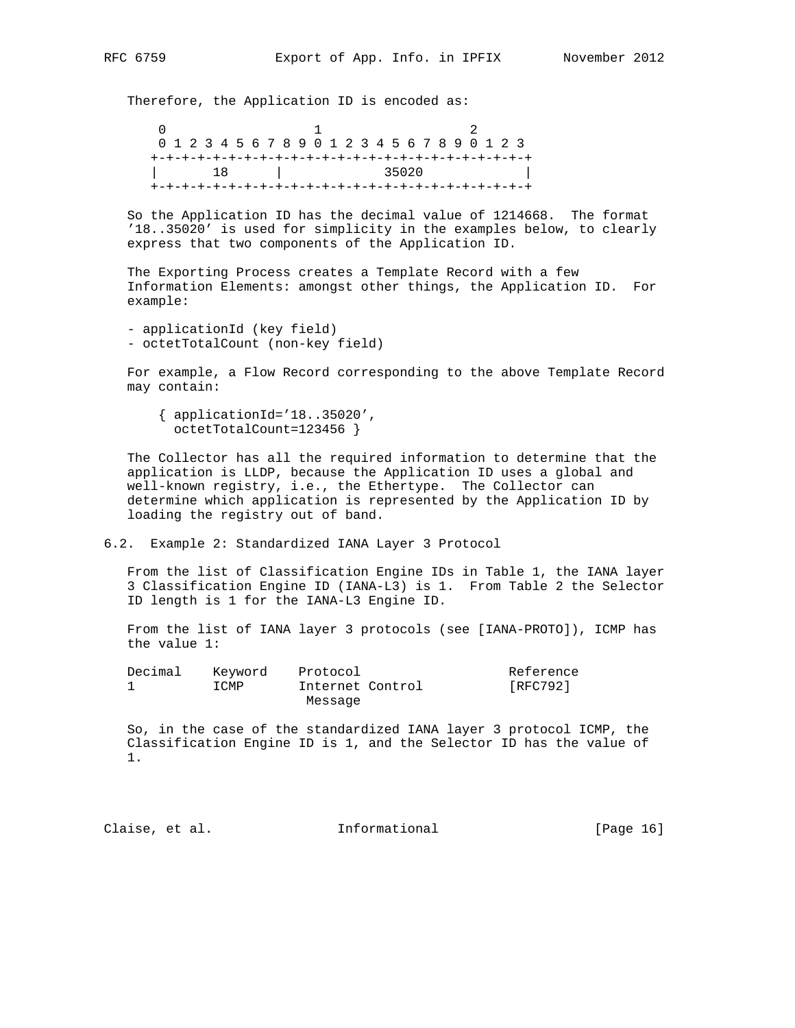Therefore, the Application ID is encoded as:

```
 0                   1                   2
 0 1 2 3 4 5 6 7 8 9 0 1 2 3 4 5 6 7 8 9 0 1 2 3
+-+-+-+-+-+-+-+-+-+-+-+-+-+-+-+-+-+-+-+-+-+-+-+-+
|      18       |            35020              |
+-+-+-+-+-+-+-+-+-+-+-+-+-+-+-+-+-+-+-+-+-+-+-+-+
```

So the Application ID has the decimal value of 1214668. The format '18..35020' is used for simplicity in the examples below, to clearly express that two components of the Application ID.

The Exporting Process creates a Template Record with a few Information Elements: amongst other things, the Application ID. For example:

- applicationId (key field)
- octetTotalCount (non-key field)

For example, a Flow Record corresponding to the above Template Record may contain:

```
{ applicationId='18..35020',
  octetTotalCount=123456 }
```

The Collector has all the required information to determine that the application is LLDP, because the Application ID uses a global and well-known registry, i.e., the Ethertype. The Collector can determine which application is represented by the Application ID by loading the registry out of band.

## 6.2. Example 2: Standardized IANA Layer 3 Protocol

From the list of Classification Engine IDs in Table 1, the IANA layer 3 Classification Engine ID (IANA-L3) is 1. From Table 2 the Selector ID length is 1 for the IANA-L3 Engine ID.

From the list of IANA layer 3 protocols (see [IANA-PROTO]), ICMP has the value 1:

| Decimal | Keyword | Protocol | Reference |
|---|---|---|---|
| 1 | ICMP | Internet Control Message | [RFC792] |

So, in the case of the standardized IANA layer 3 protocol ICMP, the Classification Engine ID is 1, and the Selector ID has the value of 1.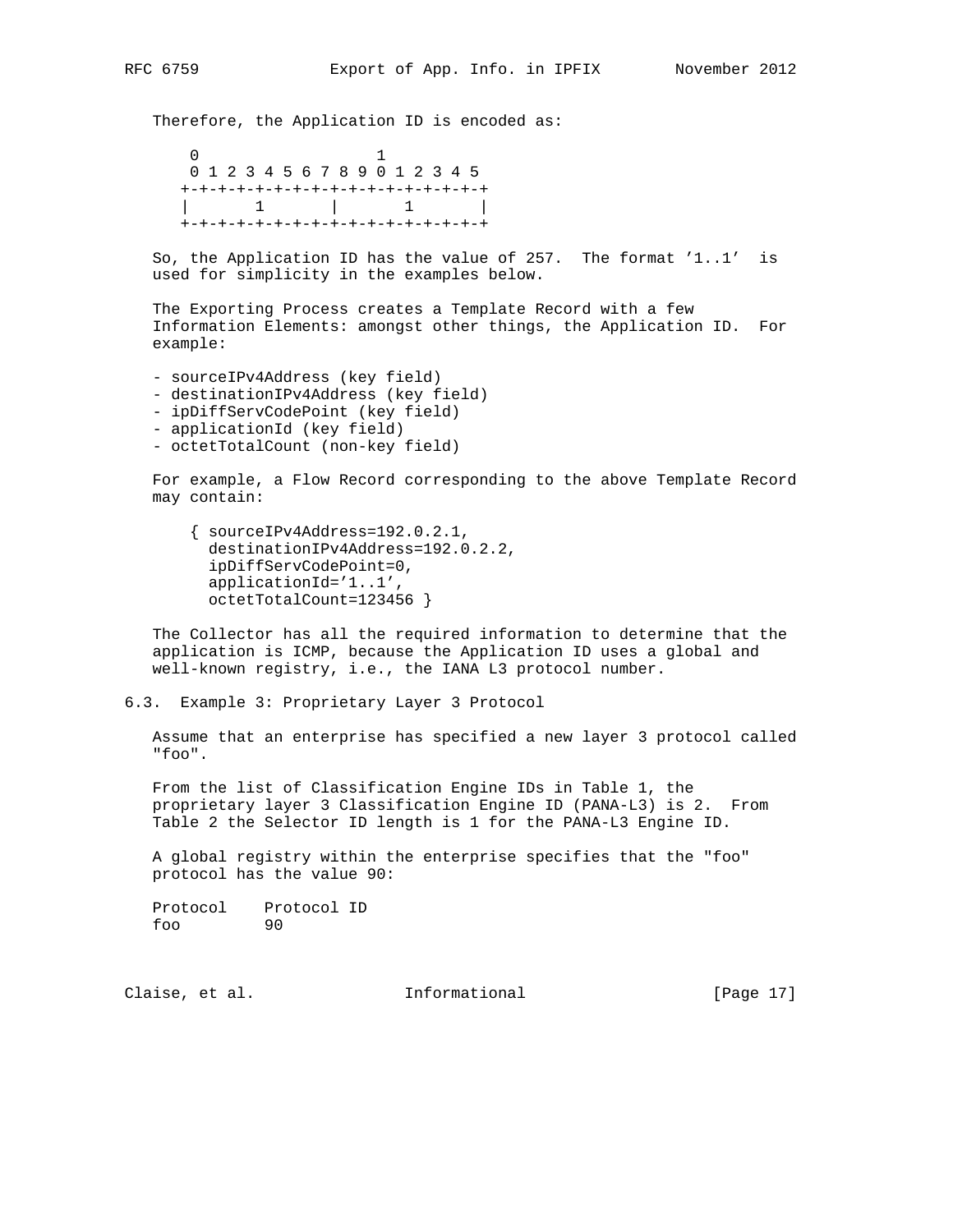Therefore, the Application ID is encoded as:

```
 0                   1
 0 1 2 3 4 5 6 7 8 9 0 1 2 3 4 5
+-+-+-+-+-+-+-+-+-+-+-+-+-+-+-+-+
|       1       |       1       |
+-+-+-+-+-+-+-+-+-+-+-+-+-+-+-+-+
```

So, the Application ID has the value of 257. The format '1..1' is used for simplicity in the examples below.

The Exporting Process creates a Template Record with a few Information Elements: amongst other things, the Application ID. For example:

- sourceIPv4Address (key field)
- destinationIPv4Address (key field)
- ipDiffServCodePoint (key field)
- applicationId (key field)
- octetTotalCount (non-key field)

For example, a Flow Record corresponding to the above Template Record may contain:

```
{ sourceIPv4Address=192.0.2.1,
  destinationIPv4Address=192.0.2.2,
  ipDiffServCodePoint=0,
  applicationId='1..1',
  octetTotalCount=123456 }
```

The Collector has all the required information to determine that the application is ICMP, because the Application ID uses a global and well-known registry, i.e., the IANA L3 protocol number.

### 6.3. Example 3: Proprietary Layer 3 Protocol

Assume that an enterprise has specified a new layer 3 protocol called "foo".

From the list of Classification Engine IDs in Table 1, the proprietary layer 3 Classification Engine ID (PANA-L3) is 2. From Table 2 the Selector ID length is 1 for the PANA-L3 Engine ID.

A global registry within the enterprise specifies that the "foo" protocol has the value 90:

```
Protocol    Protocol ID
foo         90
```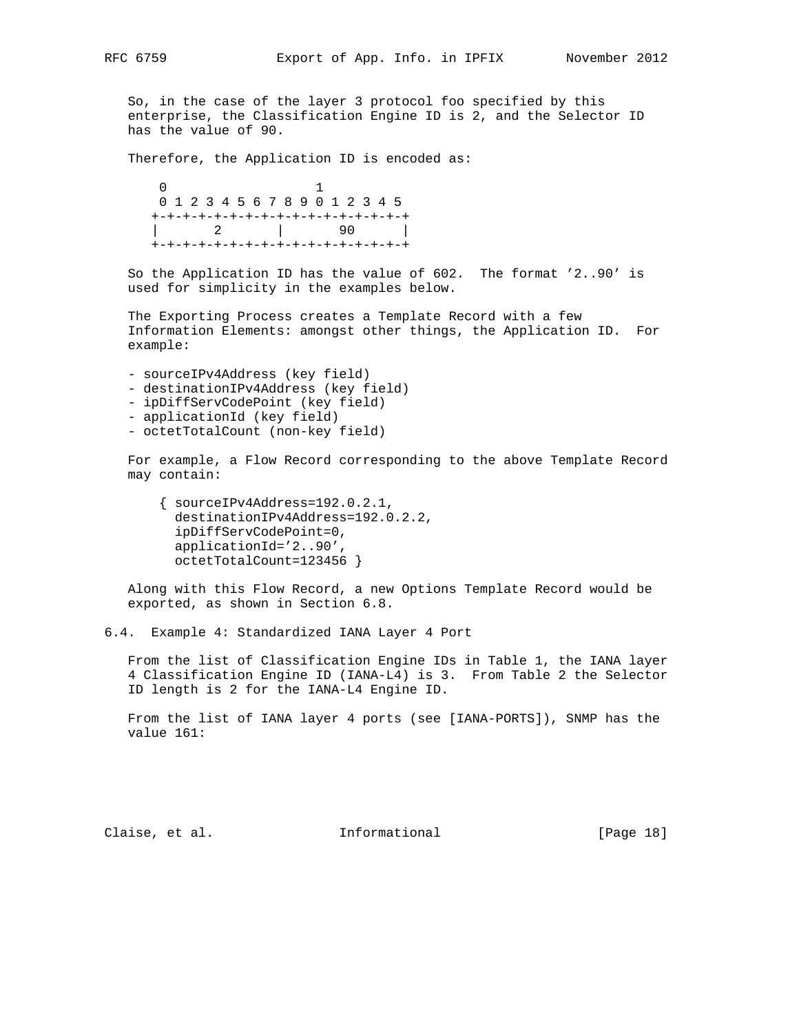So, in the case of the layer 3 protocol foo specified by this enterprise, the Classification Engine ID is 2, and the Selector ID has the value of 90.

Therefore, the Application ID is encoded as:

```
 0                   1
 0 1 2 3 4 5 6 7 8 9 0 1 2 3 4 5
+-+-+-+-+-+-+-+-+-+-+-+-+-+-+-+-+
|       2       |       90      |
+-+-+-+-+-+-+-+-+-+-+-+-+-+-+-+-+
```

So the Application ID has the value of 602. The format '2..90' is used for simplicity in the examples below.

The Exporting Process creates a Template Record with a few Information Elements: amongst other things, the Application ID. For example:

- sourceIPv4Address (key field)
- destinationIPv4Address (key field)
- ipDiffServCodePoint (key field)
- applicationId (key field)
- octetTotalCount (non-key field)

For example, a Flow Record corresponding to the above Template Record may contain:

```
{ sourceIPv4Address=192.0.2.1,
  destinationIPv4Address=192.0.2.2,
  ipDiffServCodePoint=0,
  applicationId='2..90',
  octetTotalCount=123456 }
```

Along with this Flow Record, a new Options Template Record would be exported, as shown in Section 6.8.

### 6.4. Example 4: Standardized IANA Layer 4 Port

From the list of Classification Engine IDs in Table 1, the IANA layer 4 Classification Engine ID (IANA-L4) is 3. From Table 2 the Selector ID length is 2 for the IANA-L4 Engine ID.

From the list of IANA layer 4 ports (see [IANA-PORTS]), SNMP has the value 161: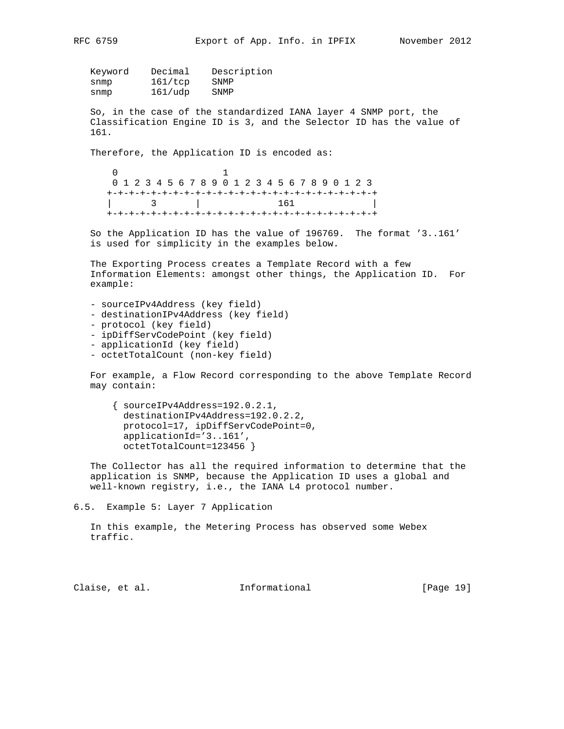```
Keyword    Decimal    Description
snmp       161/tcp    SNMP
snmp       161/udp    SNMP
```

So, in the case of the standardized IANA layer 4 SNMP port, the Classification Engine ID is 3, and the Selector ID has the value of 161.

Therefore, the Application ID is encoded as:

```
 0                   1
 0 1 2 3 4 5 6 7 8 9 0 1 2 3 4 5 6 7 8 9 0 1 2 3
+-+-+-+-+-+-+-+-+-+-+-+-+-+-+-+-+-+-+-+-+-+-+-+-+
|       3       |              161              |
+-+-+-+-+-+-+-+-+-+-+-+-+-+-+-+-+-+-+-+-+-+-+-+-+
```

So the Application ID has the value of 196769. The format '3..161' is used for simplicity in the examples below.

The Exporting Process creates a Template Record with a few Information Elements: amongst other things, the Application ID. For example:

- sourceIPv4Address (key field)
- destinationIPv4Address (key field)
- protocol (key field)
- ipDiffServCodePoint (key field)
- applicationId (key field)
- octetTotalCount (non-key field)

For example, a Flow Record corresponding to the above Template Record may contain:

```
{ sourceIPv4Address=192.0.2.1,
  destinationIPv4Address=192.0.2.2,
  protocol=17, ipDiffServCodePoint=0,
  applicationId='3..161',
  octetTotalCount=123456 }
```

The Collector has all the required information to determine that the application is SNMP, because the Application ID uses a global and well-known registry, i.e., the IANA L4 protocol number.

### 6.5. Example 5: Layer 7 Application

In this example, the Metering Process has observed some Webex traffic.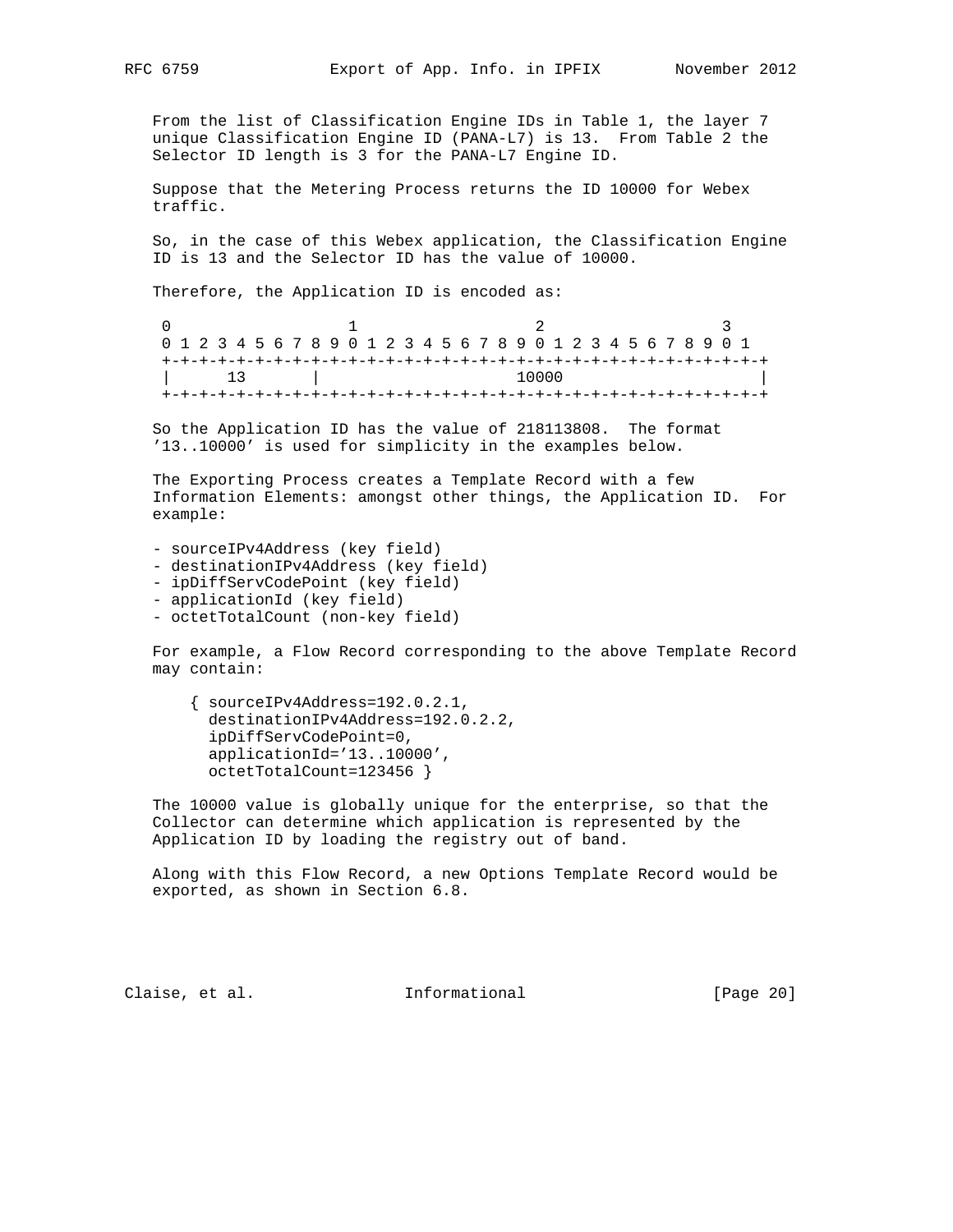From the list of Classification Engine IDs in Table 1, the layer 7 unique Classification Engine ID (PANA-L7) is 13. From Table 2 the Selector ID length is 3 for the PANA-L7 Engine ID.

Suppose that the Metering Process returns the ID 10000 for Webex traffic.

So, in the case of this Webex application, the Classification Engine ID is 13 and the Selector ID has the value of 10000.

Therefore, the Application ID is encoded as:

```
 0                   1                   2                   3
 0 1 2 3 4 5 6 7 8 9 0 1 2 3 4 5 6 7 8 9 0 1 2 3 4 5 6 7 8 9 0 1
 +-+-+-+-+-+-+-+-+-+-+-+-+-+-+-+-+-+-+-+-+-+-+-+-+-+-+-+-+-+-+-+-+
 |      13       |                     10000                     |
 +-+-+-+-+-+-+-+-+-+-+-+-+-+-+-+-+-+-+-+-+-+-+-+-+-+-+-+-+-+-+-+-+
```

So the Application ID has the value of 218113808. The format '13..10000' is used for simplicity in the examples below.

The Exporting Process creates a Template Record with a few Information Elements: amongst other things, the Application ID. For example:

- sourceIPv4Address (key field)
- destinationIPv4Address (key field)
- ipDiffServCodePoint (key field)
- applicationId (key field)
- octetTotalCount (non-key field)

For example, a Flow Record corresponding to the above Template Record may contain:

```
{ sourceIPv4Address=192.0.2.1,
  destinationIPv4Address=192.0.2.2,
  ipDiffServCodePoint=0,
  applicationId='13..10000',
  octetTotalCount=123456 }
```

The 10000 value is globally unique for the enterprise, so that the Collector can determine which application is represented by the Application ID by loading the registry out of band.

Along with this Flow Record, a new Options Template Record would be exported, as shown in Section 6.8.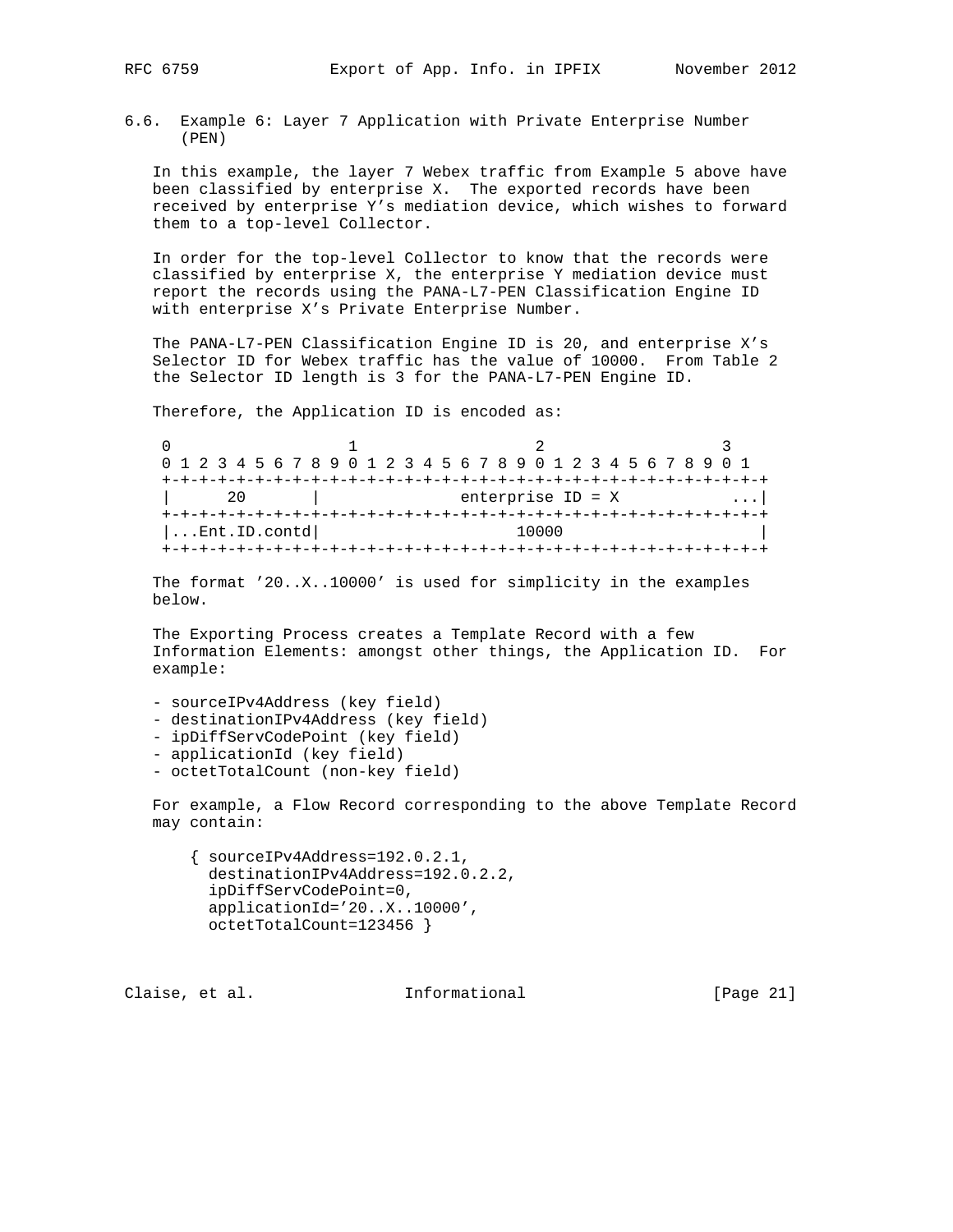### 6.6. Example 6: Layer 7 Application with Private Enterprise Number (PEN)

In this example, the layer 7 Webex traffic from Example 5 above have been classified by enterprise X. The exported records have been received by enterprise Y's mediation device, which wishes to forward them to a top-level Collector.

In order for the top-level Collector to know that the records were classified by enterprise X, the enterprise Y mediation device must report the records using the PANA-L7-PEN Classification Engine ID with enterprise X's Private Enterprise Number.

The PANA-L7-PEN Classification Engine ID is 20, and enterprise X's Selector ID for Webex traffic has the value of 10000. From Table 2 the Selector ID length is 3 for the PANA-L7-PEN Engine ID.

Therefore, the Application ID is encoded as:

```
 0                   1                   2                   3
 0 1 2 3 4 5 6 7 8 9 0 1 2 3 4 5 6 7 8 9 0 1 2 3 4 5 6 7 8 9 0 1
+-+-+-+-+-+-+-+-+-+-+-+-+-+-+-+-+-+-+-+-+-+-+-+-+-+-+-+-+-+-+-+-+
|      20       |              enterprise ID = X             ...|
+-+-+-+-+-+-+-+-+-+-+-+-+-+-+-+-+-+-+-+-+-+-+-+-+-+-+-+-+-+-+-+-+
|...Ent.ID.contd|                    10000                      |
+-+-+-+-+-+-+-+-+-+-+-+-+-+-+-+-+-+-+-+-+-+-+-+-+-+-+-+-+-+-+-+-+
```

The format '20..X..10000' is used for simplicity in the examples below.

The Exporting Process creates a Template Record with a few Information Elements: amongst other things, the Application ID. For example:

- sourceIPv4Address (key field)
- destinationIPv4Address (key field)
- ipDiffServCodePoint (key field)
- applicationId (key field)
- octetTotalCount (non-key field)

For example, a Flow Record corresponding to the above Template Record may contain:

```
{ sourceIPv4Address=192.0.2.1,
  destinationIPv4Address=192.0.2.2,
  ipDiffServCodePoint=0,
  applicationId='20..X..10000',
  octetTotalCount=123456 }
```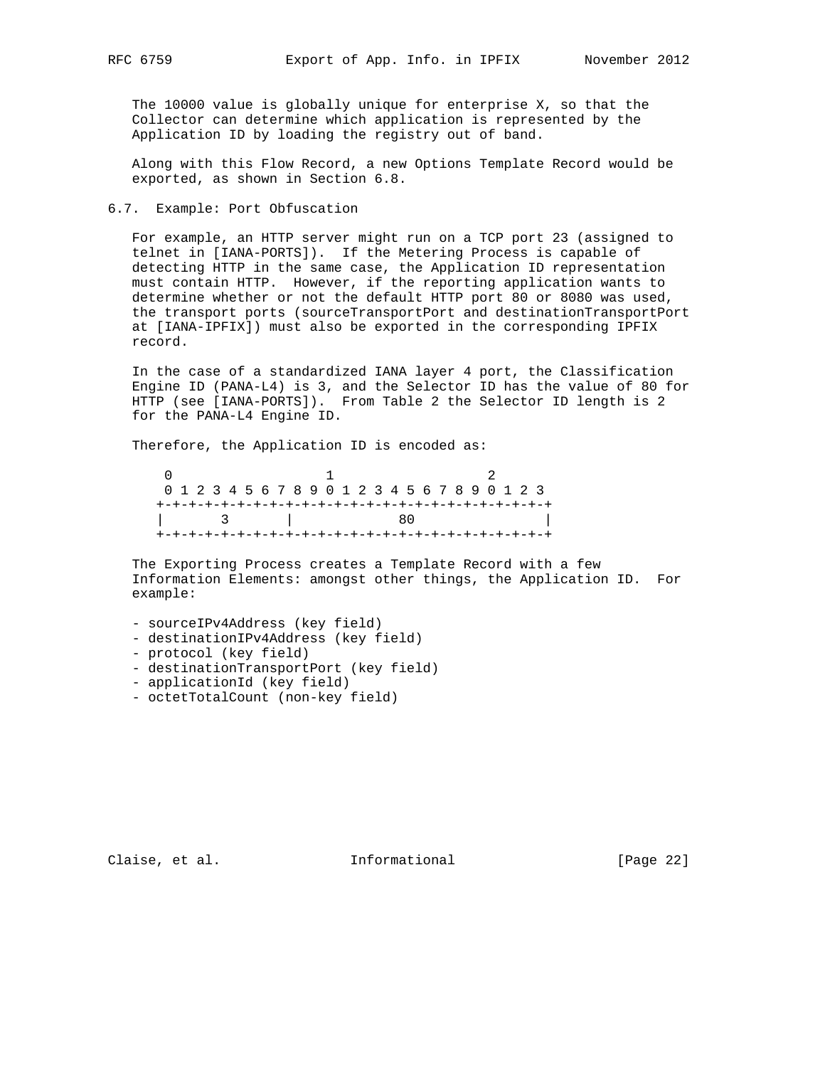The 10000 value is globally unique for enterprise X, so that the Collector can determine which application is represented by the Application ID by loading the registry out of band.

Along with this Flow Record, a new Options Template Record would be exported, as shown in Section 6.8.

### 6.7. Example: Port Obfuscation

For example, an HTTP server might run on a TCP port 23 (assigned to telnet in [IANA-PORTS]). If the Metering Process is capable of detecting HTTP in the same case, the Application ID representation must contain HTTP. However, if the reporting application wants to determine whether or not the default HTTP port 80 or 8080 was used, the transport ports (sourceTransportPort and destinationTransportPort at [IANA-IPFIX]) must also be exported in the corresponding IPFIX record.

In the case of a standardized IANA layer 4 port, the Classification Engine ID (PANA-L4) is 3, and the Selector ID has the value of 80 for HTTP (see [IANA-PORTS]). From Table 2 the Selector ID length is 2 for the PANA-L4 Engine ID.

Therefore, the Application ID is encoded as:

```
 0                   1                   2
 0 1 2 3 4 5 6 7 8 9 0 1 2 3 4 5 6 7 8 9 0 1 2 3
+-+-+-+-+-+-+-+-+-+-+-+-+-+-+-+-+-+-+-+-+-+-+-+-+
|       3       |             80                |
+-+-+-+-+-+-+-+-+-+-+-+-+-+-+-+-+-+-+-+-+-+-+-+-+
```

The Exporting Process creates a Template Record with a few Information Elements: amongst other things, the Application ID. For example:

- sourceIPv4Address (key field)
- destinationIPv4Address (key field)
- protocol (key field)
- destinationTransportPort (key field)
- applicationId (key field)
- octetTotalCount (non-key field)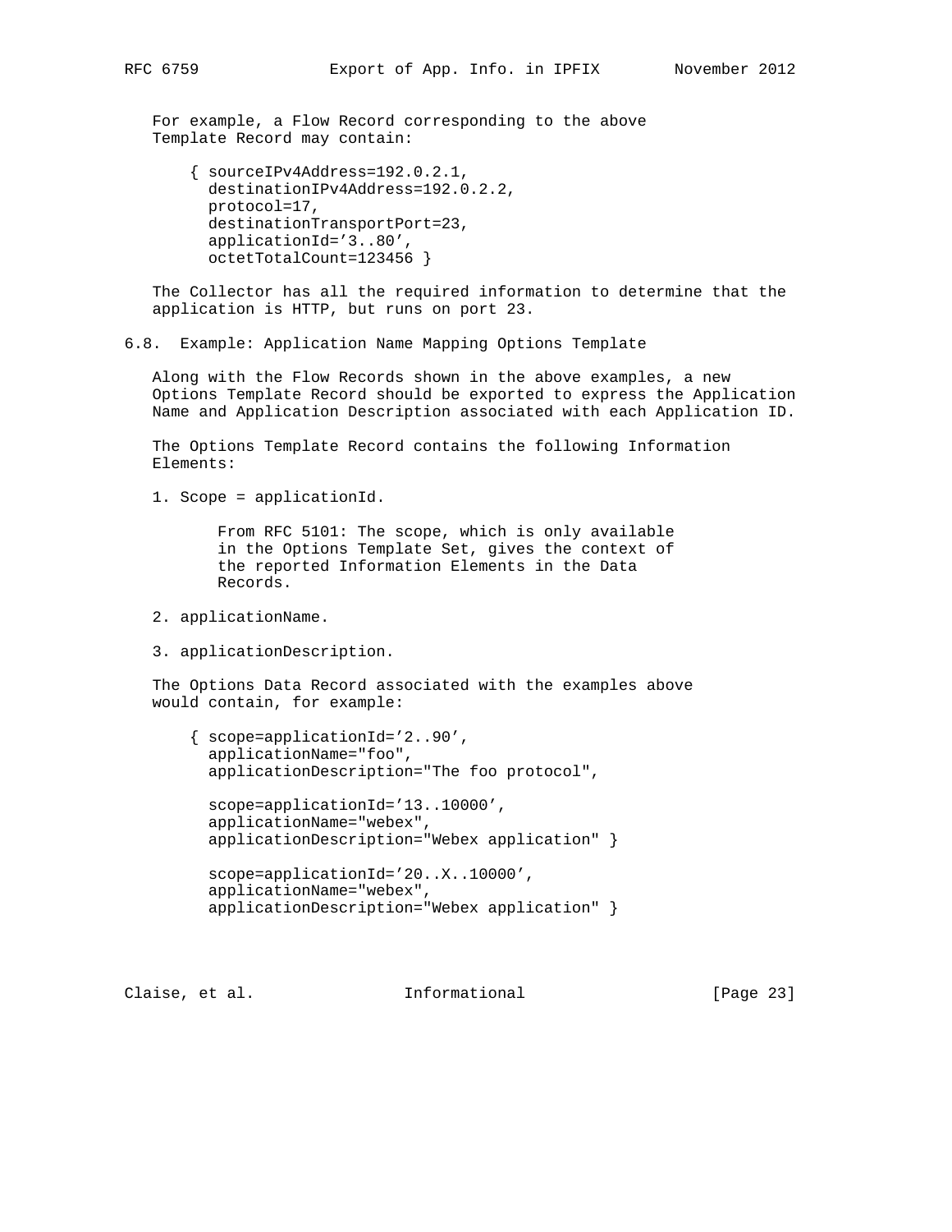For example, a Flow Record corresponding to the above Template Record may contain:

```
{ sourceIPv4Address=192.0.2.1,
  destinationIPv4Address=192.0.2.2,
  protocol=17,
  destinationTransportPort=23,
  applicationId='3..80',
  octetTotalCount=123456 }
```

The Collector has all the required information to determine that the application is HTTP, but runs on port 23.

### 6.8. Example: Application Name Mapping Options Template

Along with the Flow Records shown in the above examples, a new Options Template Record should be exported to express the Application Name and Application Description associated with each Application ID.

The Options Template Record contains the following Information Elements:

1. Scope = applicationId.

   From RFC 5101: The scope, which is only available in the Options Template Set, gives the context of the reported Information Elements in the Data Records.

2. applicationName.

3. applicationDescription.

The Options Data Record associated with the examples above would contain, for example:

```
{ scope=applicationId='2..90',
  applicationName="foo",
  applicationDescription="The foo protocol",

  scope=applicationId='13..10000',
  applicationName="webex",
  applicationDescription="Webex application" }

  scope=applicationId='20..X..10000',
  applicationName="webex",
  applicationDescription="Webex application" }
```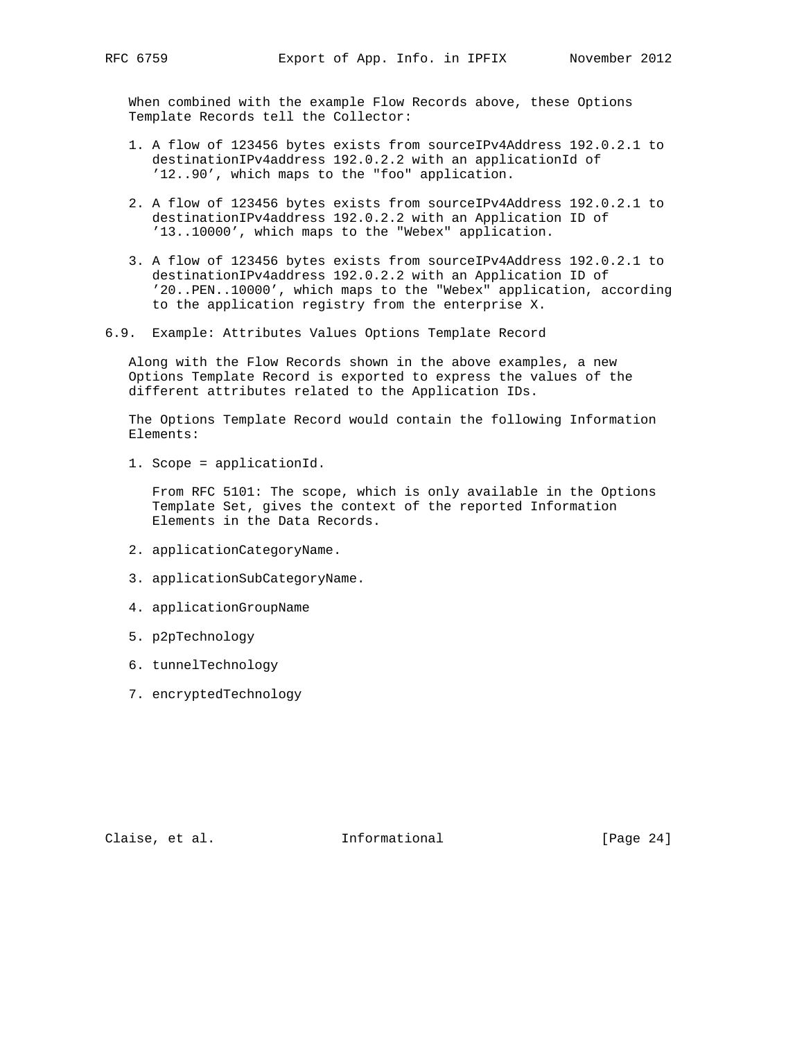When combined with the example Flow Records above, these Options Template Records tell the Collector:

1. A flow of 123456 bytes exists from sourceIPv4Address 192.0.2.1 to destinationIPv4address 192.0.2.2 with an applicationId of '12..90', which maps to the "foo" application.

2. A flow of 123456 bytes exists from sourceIPv4Address 192.0.2.1 to destinationIPv4address 192.0.2.2 with an Application ID of '13..10000', which maps to the "Webex" application.

3. A flow of 123456 bytes exists from sourceIPv4Address 192.0.2.1 to destinationIPv4address 192.0.2.2 with an Application ID of '20..PEN..10000', which maps to the "Webex" application, according to the application registry from the enterprise X.

## 6.9. Example: Attributes Values Options Template Record

Along with the Flow Records shown in the above examples, a new Options Template Record is exported to express the values of the different attributes related to the Application IDs.

The Options Template Record would contain the following Information Elements:

1. Scope = applicationId.

   From RFC 5101: The scope, which is only available in the Options Template Set, gives the context of the reported Information Elements in the Data Records.

2. applicationCategoryName.

3. applicationSubCategoryName.

4. applicationGroupName

5. p2pTechnology

6. tunnelTechnology

7. encryptedTechnology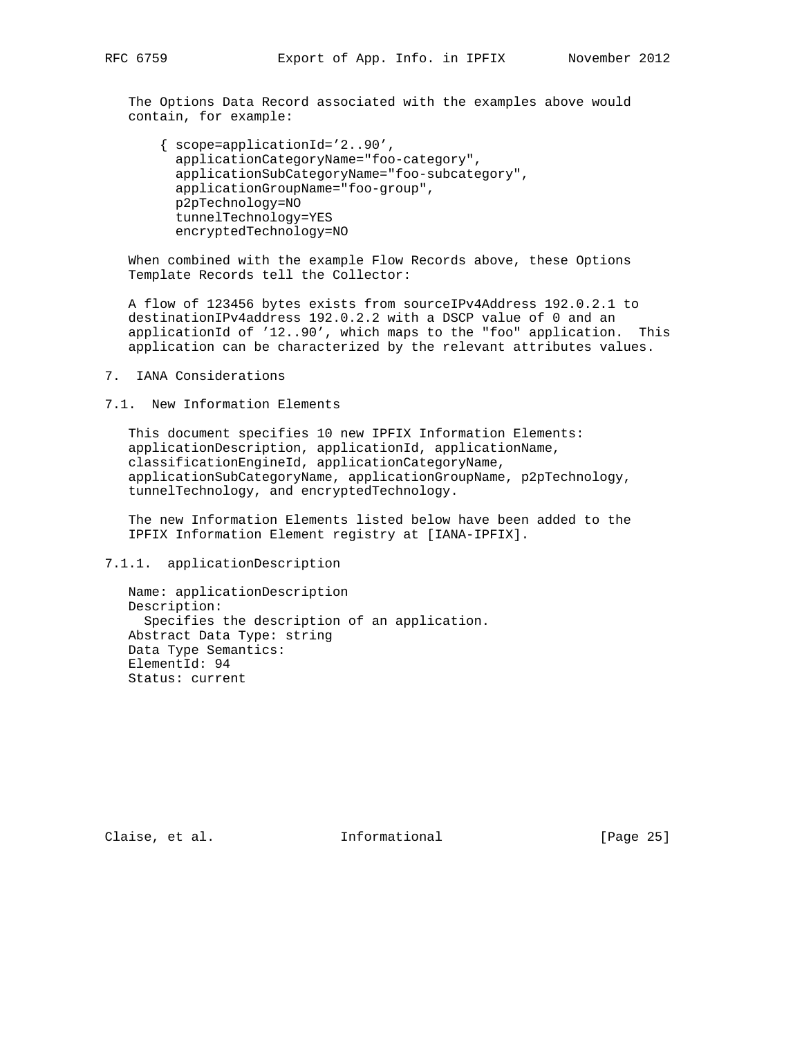The Options Data Record associated with the examples above would contain, for example:

```
{ scope=applicationId='2..90',
  applicationCategoryName="foo-category",
  applicationSubCategoryName="foo-subcategory",
  applicationGroupName="foo-group",
  p2pTechnology=NO
  tunnelTechnology=YES
  encryptedTechnology=NO
```

When combined with the example Flow Records above, these Options Template Records tell the Collector:

A flow of 123456 bytes exists from sourceIPv4Address 192.0.2.1 to destinationIPv4address 192.0.2.2 with a DSCP value of 0 and an applicationId of '12..90', which maps to the "foo" application. This application can be characterized by the relevant attributes values.

# 7. IANA Considerations

## 7.1. New Information Elements

This document specifies 10 new IPFIX Information Elements: applicationDescription, applicationId, applicationName, classificationEngineId, applicationCategoryName, applicationSubCategoryName, applicationGroupName, p2pTechnology, tunnelTechnology, and encryptedTechnology.

The new Information Elements listed below have been added to the IPFIX Information Element registry at [IANA-IPFIX].

### 7.1.1. applicationDescription

Name: applicationDescription
Description:
  Specifies the description of an application.
Abstract Data Type: string
Data Type Semantics:
ElementId: 94
Status: current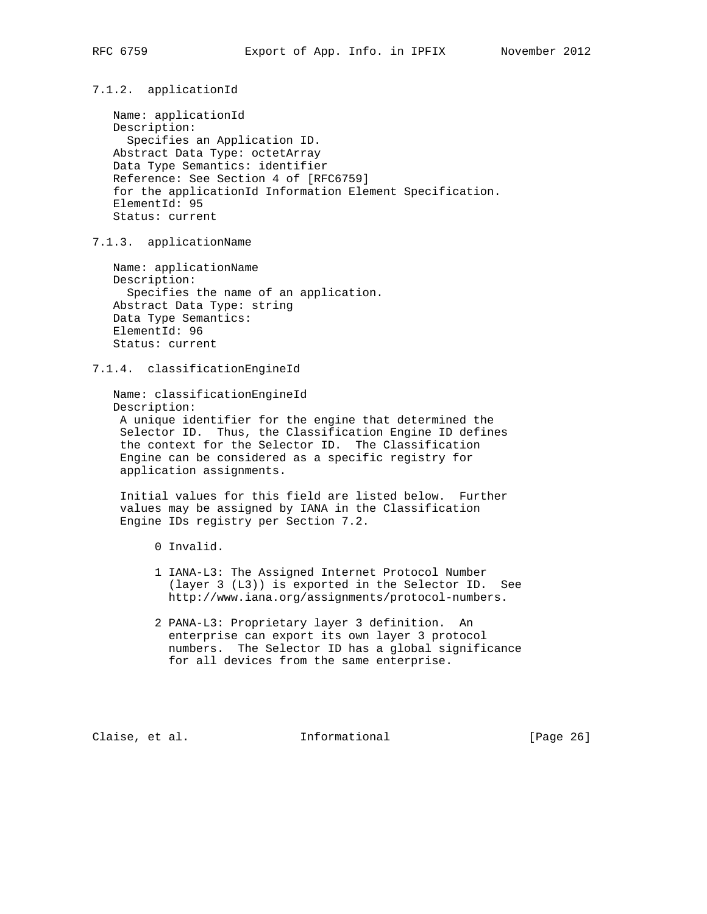#### 7.1.2. applicationId

Name: applicationId
Description:
  Specifies an Application ID.
Abstract Data Type: octetArray
Data Type Semantics: identifier
Reference: See Section 4 of [RFC6759]
for the applicationId Information Element Specification.
ElementId: 95
Status: current

#### 7.1.3. applicationName

Name: applicationName
Description:
  Specifies the name of an application.
Abstract Data Type: string
Data Type Semantics:
ElementId: 96
Status: current

#### 7.1.4. classificationEngineId

Name: classificationEngineId
Description:
 A unique identifier for the engine that determined the Selector ID. Thus, the Classification Engine ID defines the context for the Selector ID. The Classification Engine can be considered as a specific registry for application assignments.

 Initial values for this field are listed below. Further values may be assigned by IANA in the Classification Engine IDs registry per Section 7.2.

0 Invalid.

1 IANA-L3: The Assigned Internet Protocol Number (layer 3 (L3)) is exported in the Selector ID. See http://www.iana.org/assignments/protocol-numbers.

2 PANA-L3: Proprietary layer 3 definition. An enterprise can export its own layer 3 protocol numbers. The Selector ID has a global significance for all devices from the same enterprise.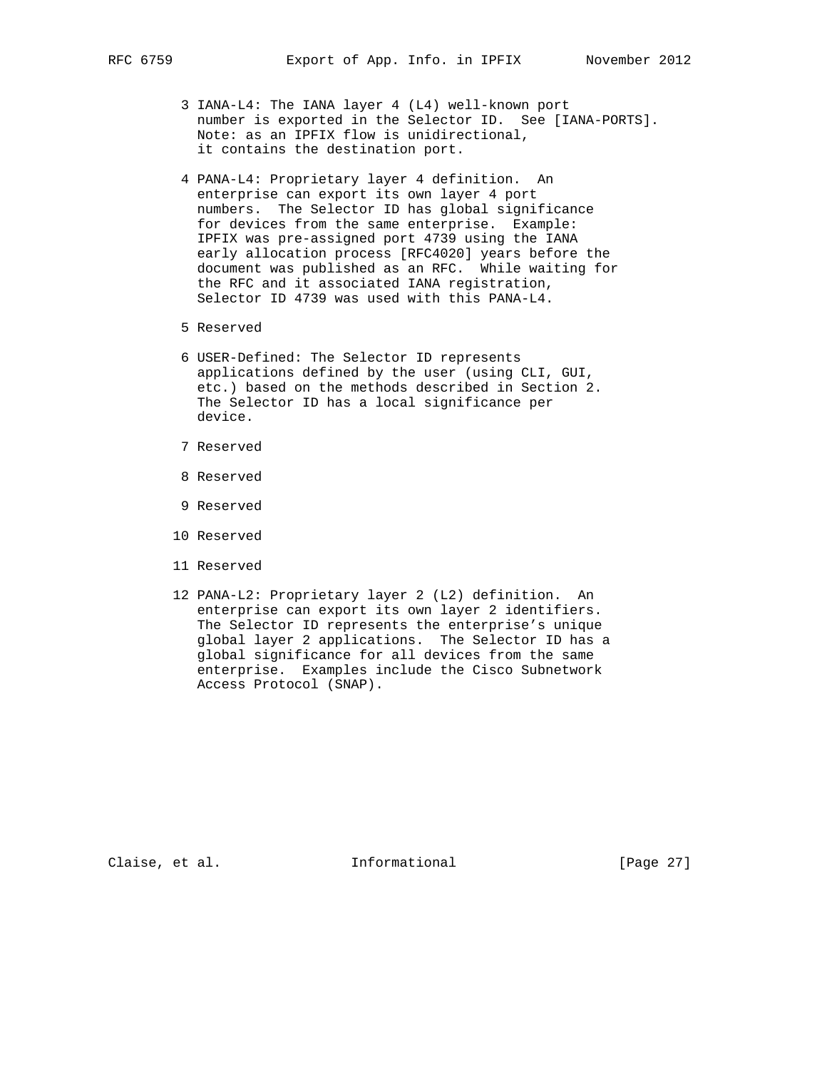3 IANA-L4: The IANA layer 4 (L4) well-known port number is exported in the Selector ID. See [IANA-PORTS]. Note: as an IPFIX flow is unidirectional, it contains the destination port.

4 PANA-L4: Proprietary layer 4 definition. An enterprise can export its own layer 4 port numbers. The Selector ID has global significance for devices from the same enterprise. Example: IPFIX was pre-assigned port 4739 using the IANA early allocation process [RFC4020] years before the document was published as an RFC. While waiting for the RFC and it associated IANA registration, Selector ID 4739 was used with this PANA-L4.

5 Reserved

6 USER-Defined: The Selector ID represents applications defined by the user (using CLI, GUI, etc.) based on the methods described in Section 2. The Selector ID has a local significance per device.

7 Reserved

8 Reserved

9 Reserved

10 Reserved

11 Reserved

12 PANA-L2: Proprietary layer 2 (L2) definition. An enterprise can export its own layer 2 identifiers. The Selector ID represents the enterprise's unique global layer 2 applications. The Selector ID has a global significance for all devices from the same enterprise. Examples include the Cisco Subnetwork Access Protocol (SNAP).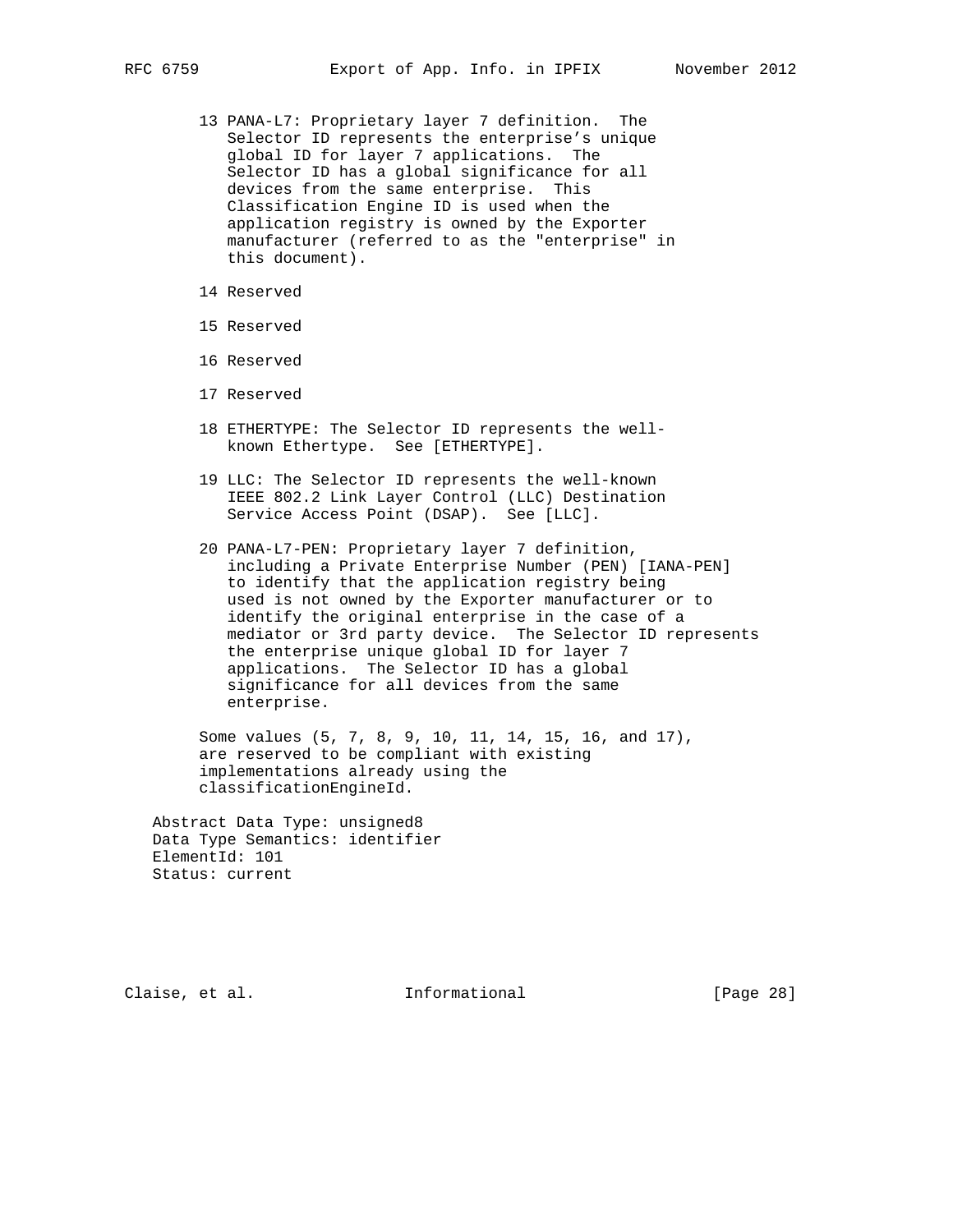13 PANA-L7: Proprietary layer 7 definition. The Selector ID represents the enterprise's unique global ID for layer 7 applications. The Selector ID has a global significance for all devices from the same enterprise. This Classification Engine ID is used when the application registry is owned by the Exporter manufacturer (referred to as the "enterprise" in this document).

14 Reserved

15 Reserved

16 Reserved

17 Reserved

18 ETHERTYPE: The Selector ID represents the well-known Ethertype. See [ETHERTYPE].

19 LLC: The Selector ID represents the well-known IEEE 802.2 Link Layer Control (LLC) Destination Service Access Point (DSAP). See [LLC].

20 PANA-L7-PEN: Proprietary layer 7 definition, including a Private Enterprise Number (PEN) [IANA-PEN] to identify that the application registry being used is not owned by the Exporter manufacturer or to identify the original enterprise in the case of a mediator or 3rd party device. The Selector ID represents the enterprise unique global ID for layer 7 applications. The Selector ID has a global significance for all devices from the same enterprise.

Some values (5, 7, 8, 9, 10, 11, 14, 15, 16, and 17), are reserved to be compliant with existing implementations already using the classificationEngineId.

Abstract Data Type: unsigned8
Data Type Semantics: identifier
ElementId: 101
Status: current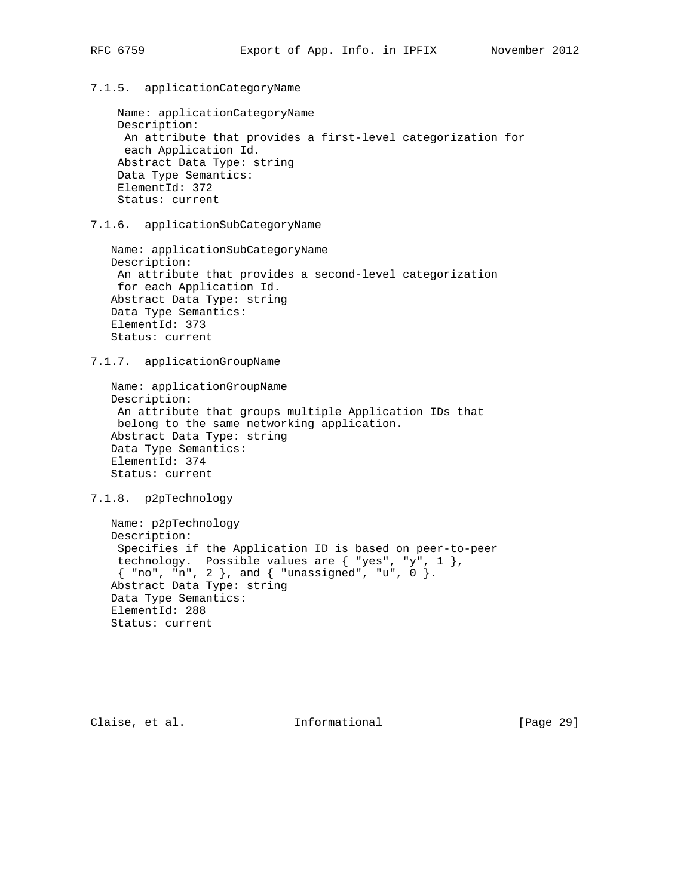#### 7.1.5. applicationCategoryName

Name: applicationCategoryName
Description:
An attribute that provides a first-level categorization for each Application Id.
Abstract Data Type: string
Data Type Semantics:
ElementId: 372
Status: current

#### 7.1.6. applicationSubCategoryName

Name: applicationSubCategoryName
Description:
An attribute that provides a second-level categorization for each Application Id.
Abstract Data Type: string
Data Type Semantics:
ElementId: 373
Status: current

#### 7.1.7. applicationGroupName

Name: applicationGroupName
Description:
An attribute that groups multiple Application IDs that belong to the same networking application.
Abstract Data Type: string
Data Type Semantics:
ElementId: 374
Status: current

#### 7.1.8. p2pTechnology

Name: p2pTechnology
Description:
Specifies if the Application ID is based on peer-to-peer technology. Possible values are { "yes", "y", 1 }, { "no", "n", 2 }, and { "unassigned", "u", 0 }.
Abstract Data Type: string
Data Type Semantics:
ElementId: 288
Status: current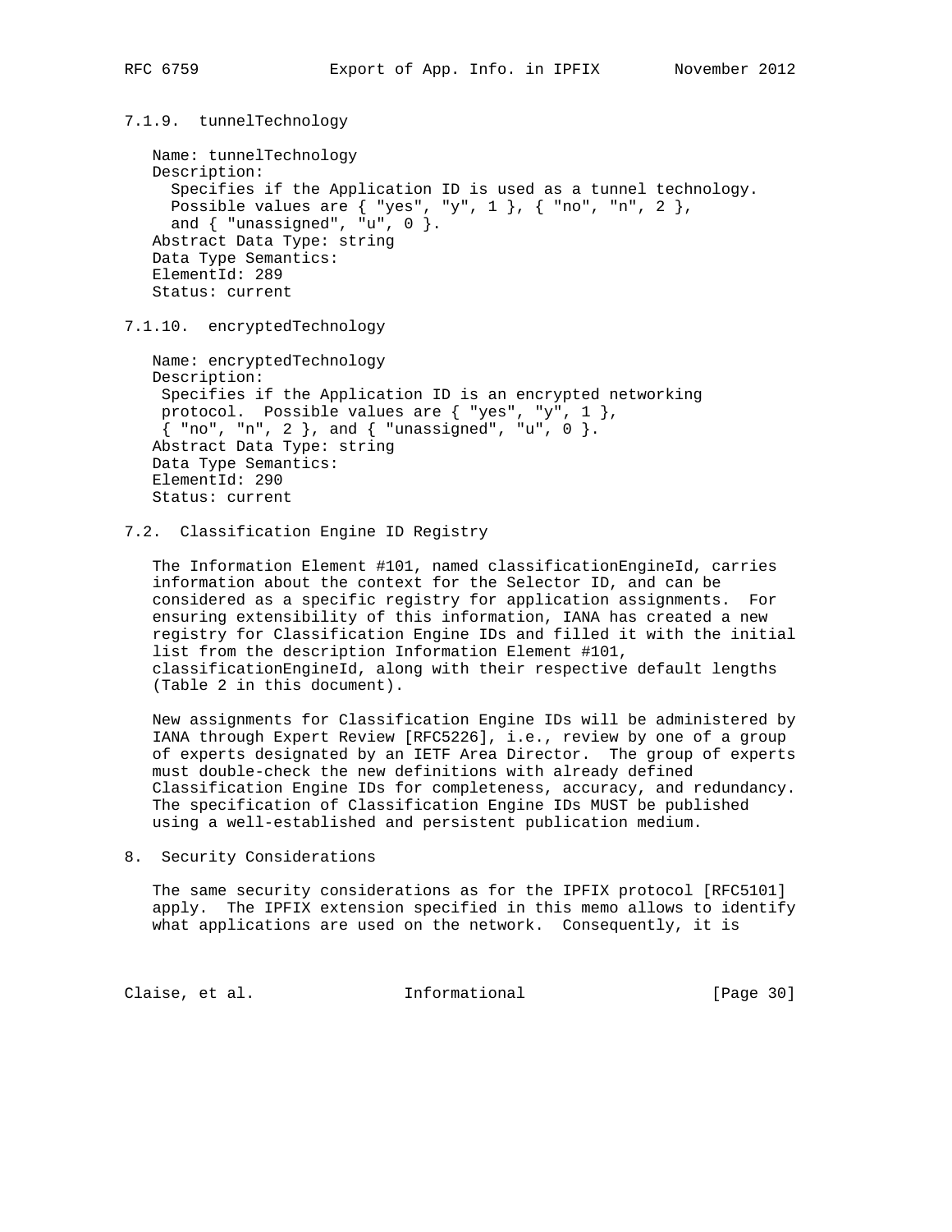### 7.1.9. tunnelTechnology

Name: tunnelTechnology
Description:
Specifies if the Application ID is used as a tunnel technology. Possible values are { "yes", "y", 1 }, { "no", "n", 2 }, and { "unassigned", "u", 0 }.
Abstract Data Type: string
Data Type Semantics:
ElementId: 289
Status: current

### 7.1.10. encryptedTechnology

Name: encryptedTechnology
Description:
Specifies if the Application ID is an encrypted networking protocol. Possible values are { "yes", "y", 1 }, { "no", "n", 2 }, and { "unassigned", "u", 0 }.
Abstract Data Type: string
Data Type Semantics:
ElementId: 290
Status: current

## 7.2. Classification Engine ID Registry

The Information Element #101, named classificationEngineId, carries information about the context for the Selector ID, and can be considered as a specific registry for application assignments. For ensuring extensibility of this information, IANA has created a new registry for Classification Engine IDs and filled it with the initial list from the description Information Element #101, classificationEngineId, along with their respective default lengths (Table 2 in this document).

New assignments for Classification Engine IDs will be administered by IANA through Expert Review [RFC5226], i.e., review by one of a group of experts designated by an IETF Area Director. The group of experts must double-check the new definitions with already defined Classification Engine IDs for completeness, accuracy, and redundancy. The specification of Classification Engine IDs MUST be published using a well-established and persistent publication medium.

# 8. Security Considerations

The same security considerations as for the IPFIX protocol [RFC5101] apply. The IPFIX extension specified in this memo allows to identify what applications are used on the network. Consequently, it is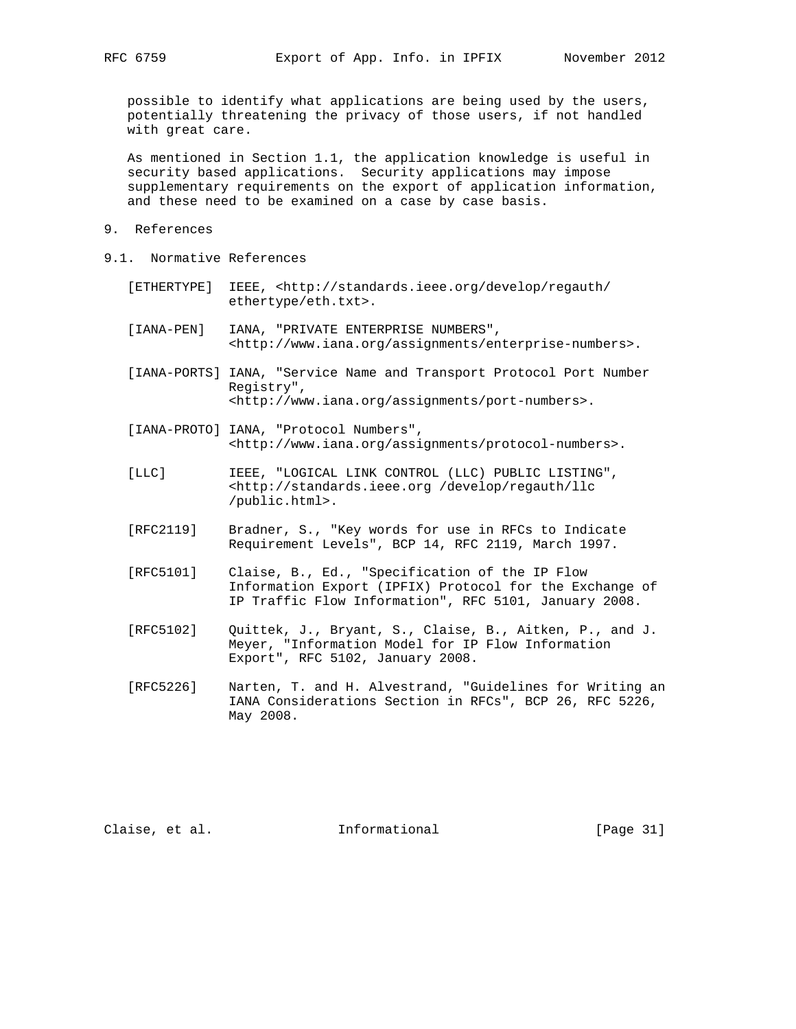possible to identify what applications are being used by the users, potentially threatening the privacy of those users, if not handled with great care.

As mentioned in Section 1.1, the application knowledge is useful in security based applications. Security applications may impose supplementary requirements on the export of application information, and these need to be examined on a case by case basis.

# 9. References

## 9.1. Normative References

[ETHERTYPE] IEEE, <http://standards.ieee.org/develop/regauth/ethertype/eth.txt>.

[IANA-PEN] IANA, "PRIVATE ENTERPRISE NUMBERS", <http://www.iana.org/assignments/enterprise-numbers>.

[IANA-PORTS] IANA, "Service Name and Transport Protocol Port Number Registry", <http://www.iana.org/assignments/port-numbers>.

[IANA-PROTO] IANA, "Protocol Numbers", <http://www.iana.org/assignments/protocol-numbers>.

[LLC] IEEE, "LOGICAL LINK CONTROL (LLC) PUBLIC LISTING", <http://standards.ieee.org /develop/regauth/llc /public.html>.

[RFC2119] Bradner, S., "Key words for use in RFCs to Indicate Requirement Levels", BCP 14, RFC 2119, March 1997.

[RFC5101] Claise, B., Ed., "Specification of the IP Flow Information Export (IPFIX) Protocol for the Exchange of IP Traffic Flow Information", RFC 5101, January 2008.

[RFC5102] Quittek, J., Bryant, S., Claise, B., Aitken, P., and J. Meyer, "Information Model for IP Flow Information Export", RFC 5102, January 2008.

[RFC5226] Narten, T. and H. Alvestrand, "Guidelines for Writing an IANA Considerations Section in RFCs", BCP 26, RFC 5226, May 2008.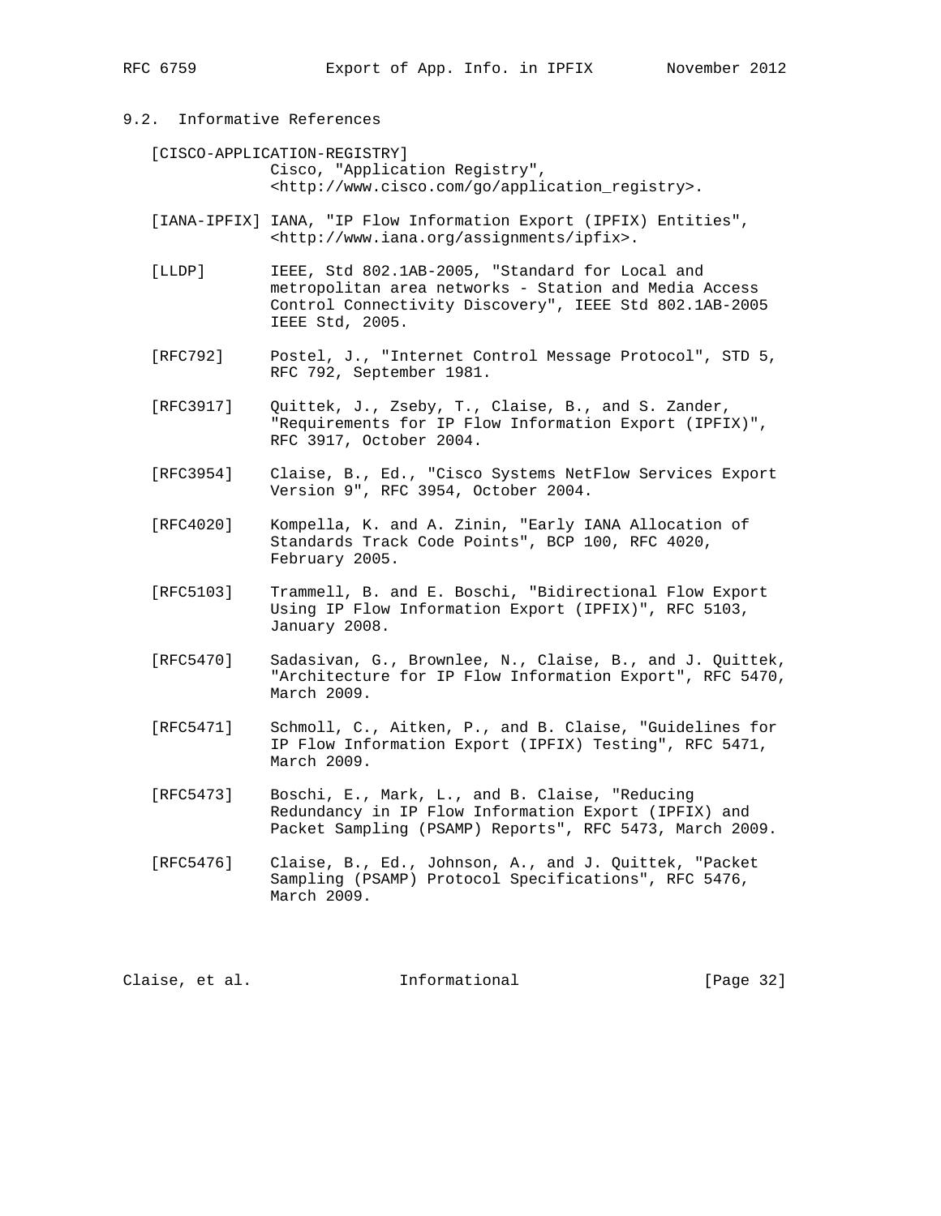## 9.2. Informative References

[CISCO-APPLICATION-REGISTRY]
Cisco, "Application Registry", <http://www.cisco.com/go/application_registry>.

[IANA-IPFIX] IANA, "IP Flow Information Export (IPFIX) Entities", <http://www.iana.org/assignments/ipfix>.

[LLDP] IEEE, Std 802.1AB-2005, "Standard for Local and metropolitan area networks - Station and Media Access Control Connectivity Discovery", IEEE Std 802.1AB-2005 IEEE Std, 2005.

[RFC792] Postel, J., "Internet Control Message Protocol", STD 5, RFC 792, September 1981.

[RFC3917] Quittek, J., Zseby, T., Claise, B., and S. Zander, "Requirements for IP Flow Information Export (IPFIX)", RFC 3917, October 2004.

[RFC3954] Claise, B., Ed., "Cisco Systems NetFlow Services Export Version 9", RFC 3954, October 2004.

[RFC4020] Kompella, K. and A. Zinin, "Early IANA Allocation of Standards Track Code Points", BCP 100, RFC 4020, February 2005.

[RFC5103] Trammell, B. and E. Boschi, "Bidirectional Flow Export Using IP Flow Information Export (IPFIX)", RFC 5103, January 2008.

[RFC5470] Sadasivan, G., Brownlee, N., Claise, B., and J. Quittek, "Architecture for IP Flow Information Export", RFC 5470, March 2009.

[RFC5471] Schmoll, C., Aitken, P., and B. Claise, "Guidelines for IP Flow Information Export (IPFIX) Testing", RFC 5471, March 2009.

[RFC5473] Boschi, E., Mark, L., and B. Claise, "Reducing Redundancy in IP Flow Information Export (IPFIX) and Packet Sampling (PSAMP) Reports", RFC 5473, March 2009.

[RFC5476] Claise, B., Ed., Johnson, A., and J. Quittek, "Packet Sampling (PSAMP) Protocol Specifications", RFC 5476, March 2009.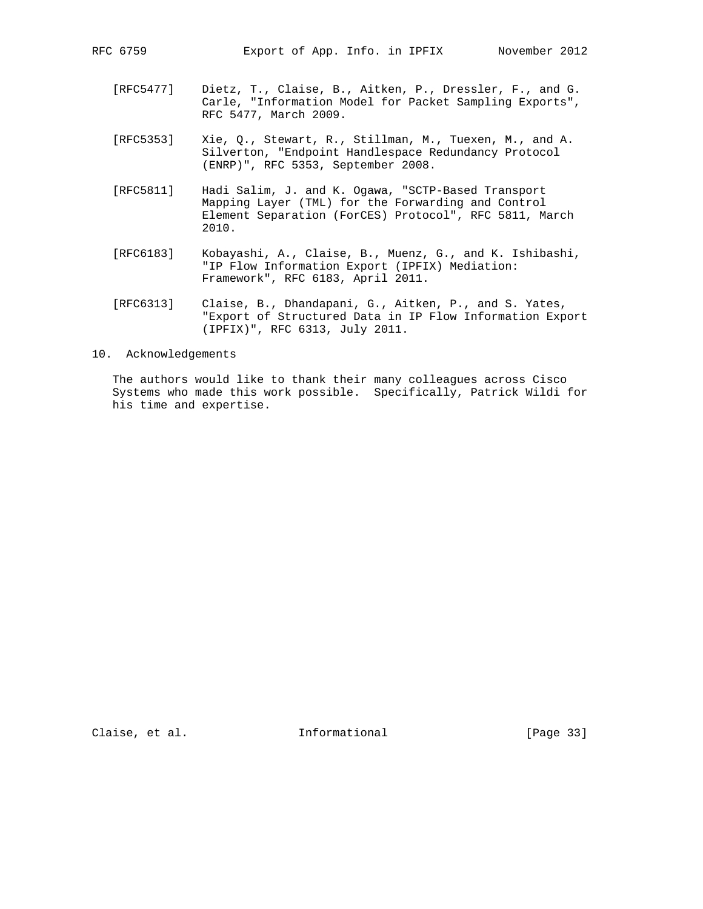[RFC5477] Dietz, T., Claise, B., Aitken, P., Dressler, F., and G. Carle, "Information Model for Packet Sampling Exports", RFC 5477, March 2009.

[RFC5353] Xie, Q., Stewart, R., Stillman, M., Tuexen, M., and A. Silverton, "Endpoint Handlespace Redundancy Protocol (ENRP)", RFC 5353, September 2008.

[RFC5811] Hadi Salim, J. and K. Ogawa, "SCTP-Based Transport Mapping Layer (TML) for the Forwarding and Control Element Separation (ForCES) Protocol", RFC 5811, March 2010.

[RFC6183] Kobayashi, A., Claise, B., Muenz, G., and K. Ishibashi, "IP Flow Information Export (IPFIX) Mediation: Framework", RFC 6183, April 2011.

[RFC6313] Claise, B., Dhandapani, G., Aitken, P., and S. Yates, "Export of Structured Data in IP Flow Information Export (IPFIX)", RFC 6313, July 2011.

## 10. Acknowledgements

The authors would like to thank their many colleagues across Cisco Systems who made this work possible. Specifically, Patrick Wildi for his time and expertise.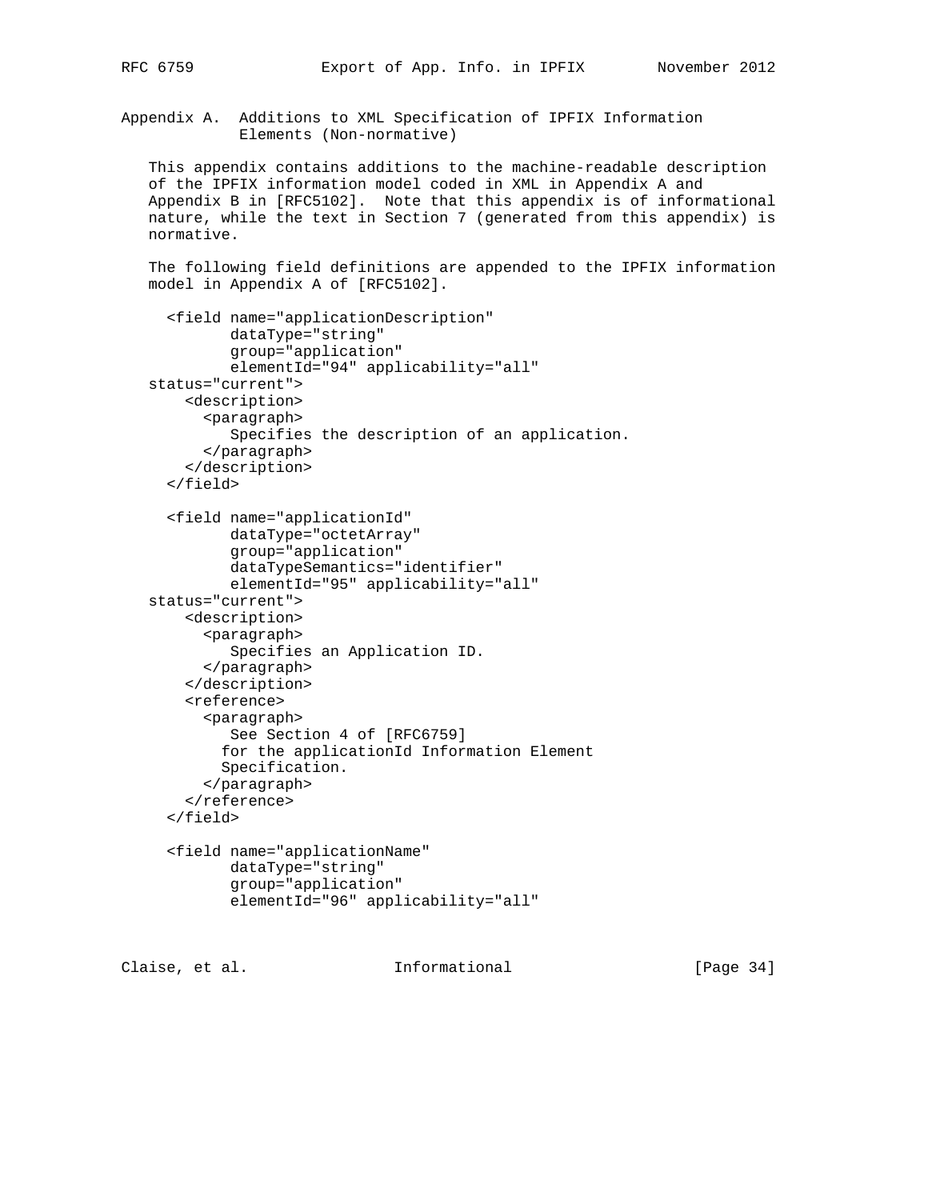## Appendix A. Additions to XML Specification of IPFIX Information Elements (Non-normative)

This appendix contains additions to the machine-readable description of the IPFIX information model coded in XML in Appendix A and Appendix B in [RFC5102]. Note that this appendix is of informational nature, while the text in Section 7 (generated from this appendix) is normative.

The following field definitions are appended to the IPFIX information model in Appendix A of [RFC5102].

```
  <field name="applicationDescription"
         dataType="string"
         group="application"
         elementId="94" applicability="all"
status="current">
    <description>
      <paragraph>
         Specifies the description of an application.
      </paragraph>
    </description>
  </field>

  <field name="applicationId"
         dataType="octetArray"
         group="application"
         dataTypeSemantics="identifier"
         elementId="95" applicability="all"
status="current">
    <description>
      <paragraph>
         Specifies an Application ID.
      </paragraph>
    </description>
    <reference>
      <paragraph>
         See Section 4 of [RFC6759]
        for the applicationId Information Element
        Specification.
      </paragraph>
    </reference>
  </field>

  <field name="applicationName"
         dataType="string"
         group="application"
         elementId="96" applicability="all"
```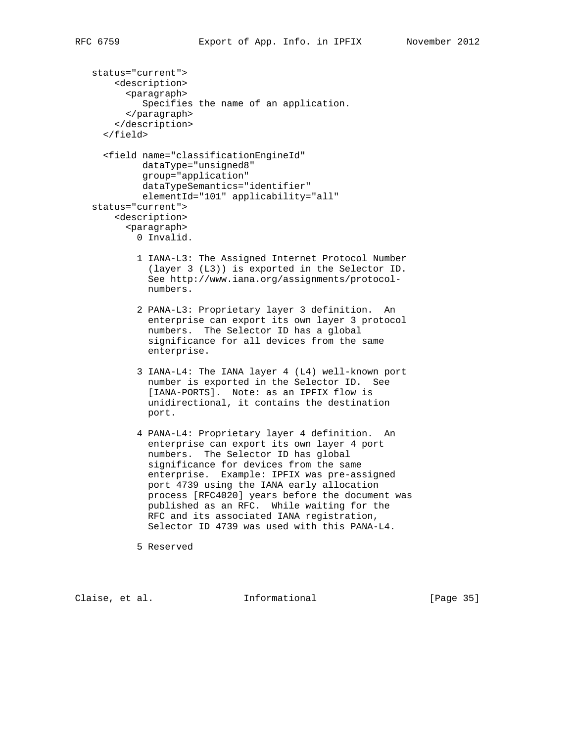```
   status="current">
       <description>
         <paragraph>
            Specifies the name of an application.
         </paragraph>
       </description>
     </field>

     <field name="classificationEngineId"
            dataType="unsigned8"
            group="application"
            dataTypeSemantics="identifier"
            elementId="101" applicability="all"
   status="current">
       <description>
         <paragraph>
           0 Invalid.

           1 IANA-L3: The Assigned Internet Protocol Number
             (layer 3 (L3)) is exported in the Selector ID.
             See http://www.iana.org/assignments/protocol-
             numbers.

           2 PANA-L3: Proprietary layer 3 definition.  An
             enterprise can export its own layer 3 protocol
             numbers.  The Selector ID has a global
             significance for all devices from the same
             enterprise.

           3 IANA-L4: The IANA layer 4 (L4) well-known port
             number is exported in the Selector ID.  See
             [IANA-PORTS].  Note: as an IPFIX flow is
             unidirectional, it contains the destination
             port.

           4 PANA-L4: Proprietary layer 4 definition.  An
             enterprise can export its own layer 4 port
             numbers.  The Selector ID has global
             significance for devices from the same
             enterprise.  Example: IPFIX was pre-assigned
             port 4739 using the IANA early allocation
             process [RFC4020] years before the document was
             published as an RFC.  While waiting for the
             RFC and its associated IANA registration,
             Selector ID 4739 was used with this PANA-L4.

           5 Reserved
```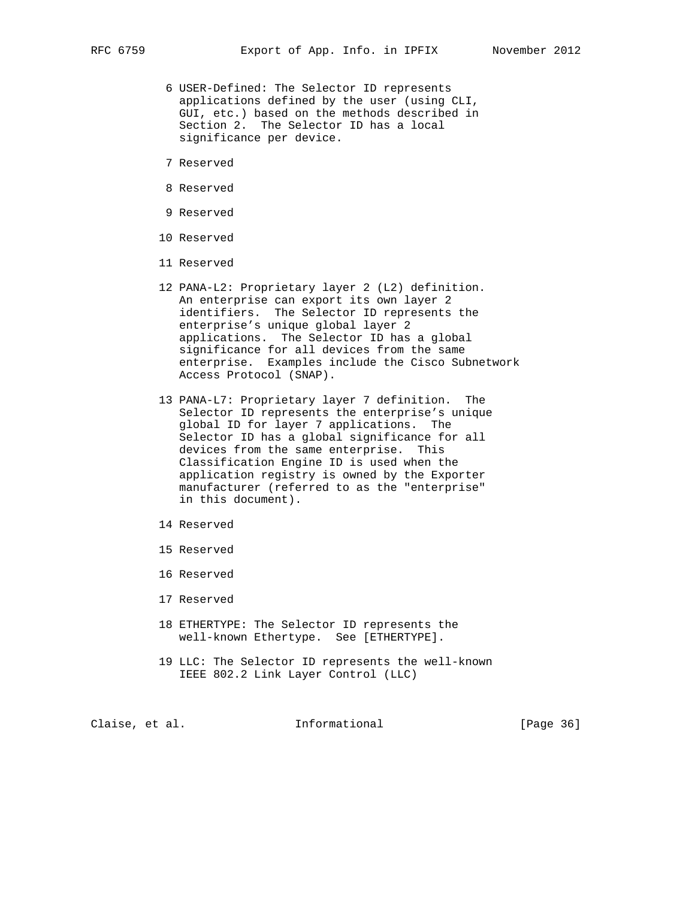6 USER-Defined: The Selector ID represents applications defined by the user (using CLI, GUI, etc.) based on the methods described in Section 2. The Selector ID has a local significance per device.

7 Reserved

8 Reserved

9 Reserved

10 Reserved

11 Reserved

12 PANA-L2: Proprietary layer 2 (L2) definition. An enterprise can export its own layer 2 identifiers. The Selector ID represents the enterprise's unique global layer 2 applications. The Selector ID has a global significance for all devices from the same enterprise. Examples include the Cisco Subnetwork Access Protocol (SNAP).

13 PANA-L7: Proprietary layer 7 definition. The Selector ID represents the enterprise's unique global ID for layer 7 applications. The Selector ID has a global significance for all devices from the same enterprise. This Classification Engine ID is used when the application registry is owned by the Exporter manufacturer (referred to as the "enterprise" in this document).

14 Reserved

15 Reserved

16 Reserved

17 Reserved

18 ETHERTYPE: The Selector ID represents the well-known Ethertype. See [ETHERTYPE].

19 LLC: The Selector ID represents the well-known IEEE 802.2 Link Layer Control (LLC)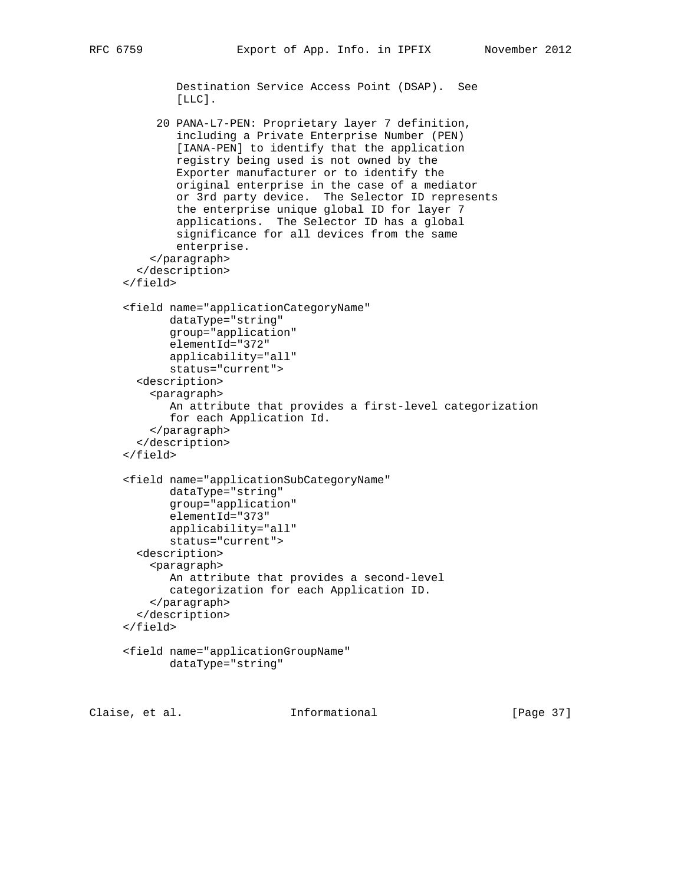```
          Destination Service Access Point (DSAP).  See
          [LLC].

       20 PANA-L7-PEN: Proprietary layer 7 definition,
          including a Private Enterprise Number (PEN)
          [IANA-PEN] to identify that the application
          registry being used is not owned by the
          Exporter manufacturer or to identify the
          original enterprise in the case of a mediator
          or 3rd party device.  The Selector ID represents
          the enterprise unique global ID for layer 7
          applications.  The Selector ID has a global
          significance for all devices from the same
          enterprise.
      </paragraph>
    </description>
  </field>

  <field name="applicationCategoryName"
         dataType="string"
         group="application"
         elementId="372"
         applicability="all"
         status="current">
    <description>
      <paragraph>
         An attribute that provides a first-level categorization
         for each Application Id.
      </paragraph>
    </description>
  </field>

  <field name="applicationSubCategoryName"
         dataType="string"
         group="application"
         elementId="373"
         applicability="all"
         status="current">
    <description>
      <paragraph>
         An attribute that provides a second-level
         categorization for each Application ID.
      </paragraph>
    </description>
  </field>

  <field name="applicationGroupName"
         dataType="string"
```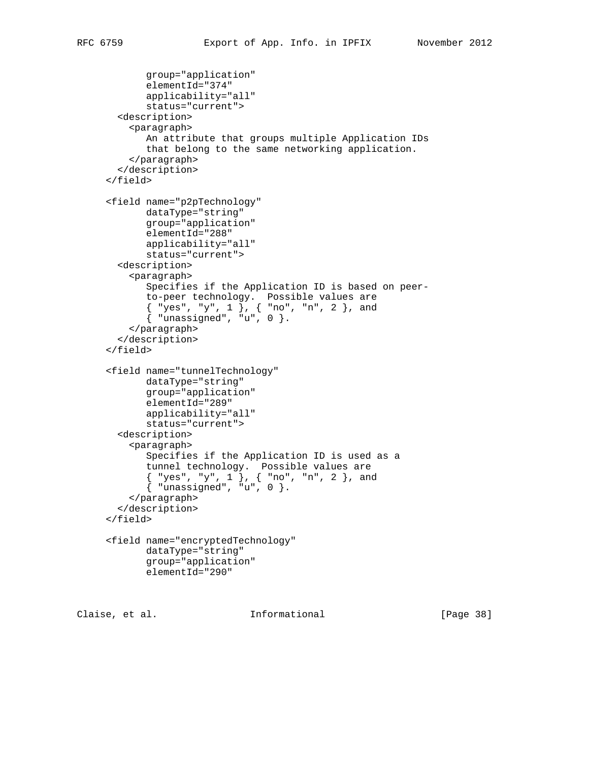```
          group="application"
          elementId="374"
          applicability="all"
          status="current">
    <description>
      <paragraph>
         An attribute that groups multiple Application IDs
         that belong to the same networking application.
      </paragraph>
    </description>
  </field>

  <field name="p2pTechnology"
         dataType="string"
         group="application"
         elementId="288"
         applicability="all"
         status="current">
    <description>
      <paragraph>
         Specifies if the Application ID is based on peer-
         to-peer technology.  Possible values are
         { "yes", "y", 1 }, { "no", "n", 2 }, and
         { "unassigned", "u", 0 }.
      </paragraph>
    </description>
  </field>

  <field name="tunnelTechnology"
         dataType="string"
         group="application"
         elementId="289"
         applicability="all"
         status="current">
    <description>
      <paragraph>
         Specifies if the Application ID is used as a
         tunnel technology.  Possible values are
         { "yes", "y", 1 }, { "no", "n", 2 }, and
         { "unassigned", "u", 0 }.
      </paragraph>
    </description>
  </field>

  <field name="encryptedTechnology"
         dataType="string"
         group="application"
         elementId="290"
```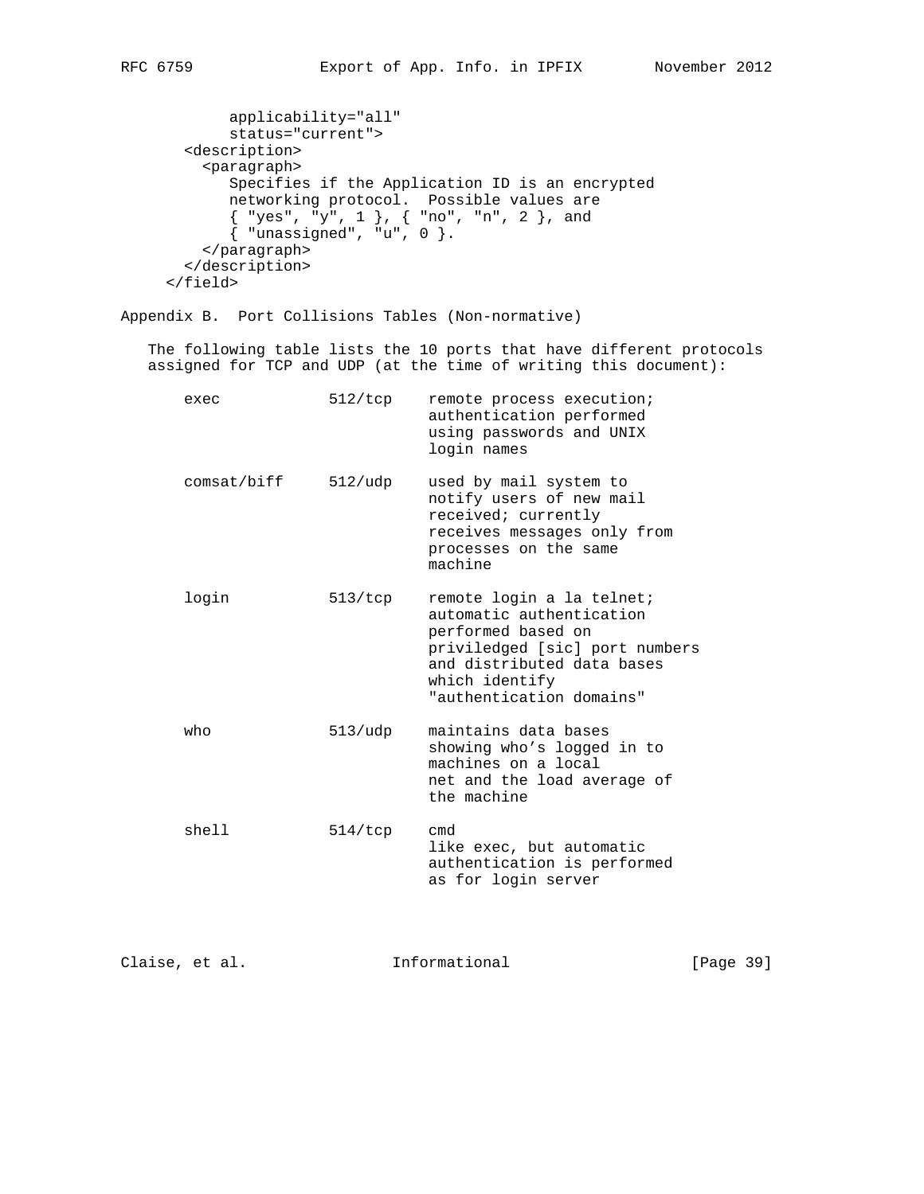```
       applicability="all"
       status="current">
  <description>
    <paragraph>
       Specifies if the Application ID is an encrypted
       networking protocol.  Possible values are
       { "yes", "y", 1 }, { "no", "n", 2 }, and
       { "unassigned", "u", 0 }.
    </paragraph>
  </description>
</field>
```

## Appendix B.  Port Collisions Tables (Non-normative)

The following table lists the 10 ports that have different protocols assigned for TCP and UDP (at the time of writing this document):

| | | |
|---|---|---|
| exec | 512/tcp | remote process execution; authentication performed using passwords and UNIX login names |
| comsat/biff | 512/udp | used by mail system to notify users of new mail received; currently receives messages only from processes on the same machine |
| login | 513/tcp | remote login a la telnet; automatic authentication performed based on priviledged [sic] port numbers and distributed data bases which identify "authentication domains" |
| who | 513/udp | maintains data bases showing who’s logged in to machines on a local net and the load average of the machine |
| shell | 514/tcp | cmd like exec, but automatic authentication is performed as for login server |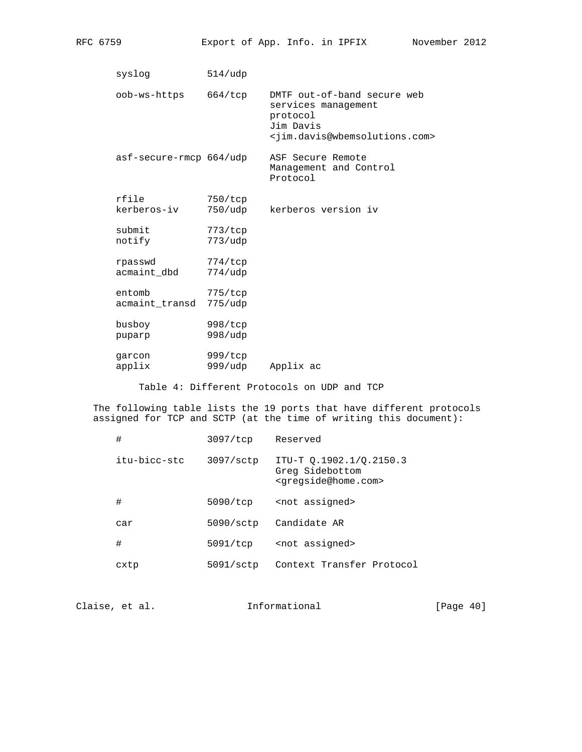| | | |
|---|---|---|
| syslog | 514/udp | |
| oob-ws-https | 664/tcp | DMTF out-of-band secure web services management protocol Jim Davis <jim.davis@wbemsolutions.com> |
| asf-secure-rmcp | 664/udp | ASF Secure Remote Management and Control Protocol |
| rfile | 750/tcp | |
| kerberos-iv | 750/udp | kerberos version iv |
| submit | 773/tcp | |
| notify | 773/udp | |
| rpasswd | 774/tcp | |
| acmaint_dbd | 774/udp | |
| entomb | 775/tcp | |
| acmaint_transd | 775/udp | |
| busboy | 998/tcp | |
| puparp | 998/udp | |
| garcon | 999/tcp | |
| applix | 999/udp | Applix ac |

Table 4: Different Protocols on UDP and TCP

The following table lists the 19 ports that have different protocols assigned for TCP and SCTP (at the time of writing this document):

| | | |
|---|---|---|
| # | 3097/tcp | Reserved |
| itu-bicc-stc | 3097/sctp | ITU-T Q.1902.1/Q.2150.3 Greg Sidebottom <gregside@home.com> |
| # | 5090/tcp | <not assigned> |
| car | 5090/sctp | Candidate AR |
| # | 5091/tcp | <not assigned> |
| cxtp | 5091/sctp | Context Transfer Protocol |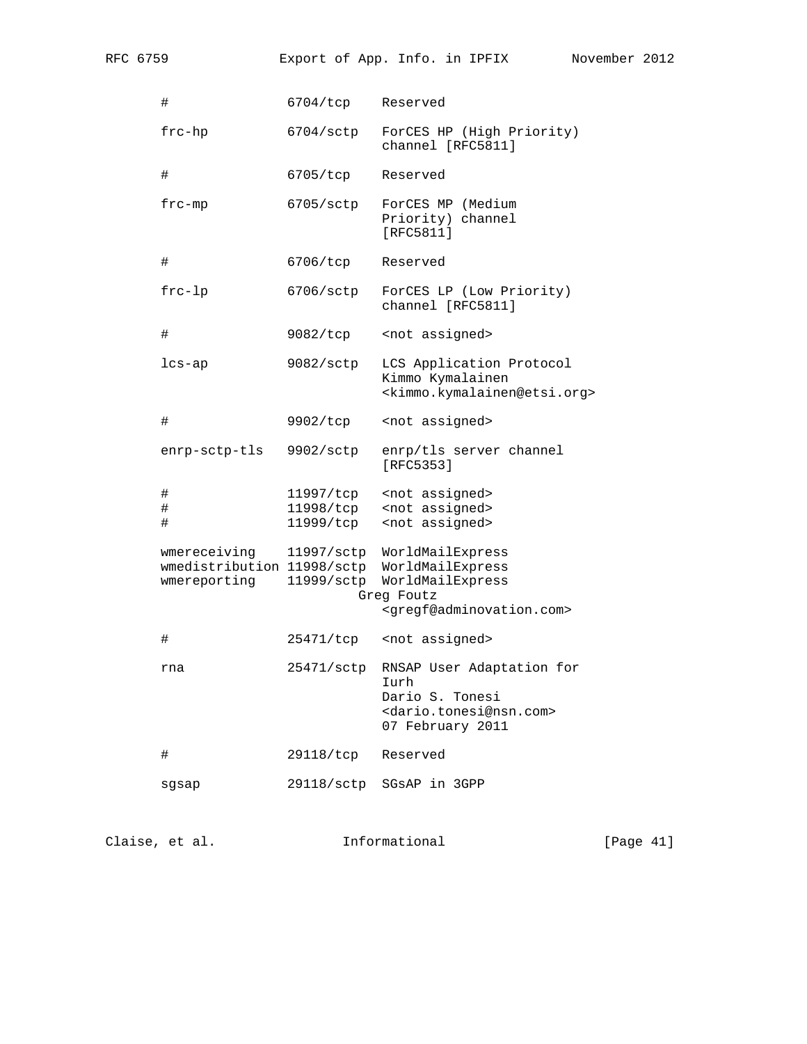```
      #               6704/tcp    Reserved

      frc-hp          6704/sctp   ForCES HP (High Priority)
                                  channel [RFC5811]

      #               6705/tcp    Reserved

      frc-mp          6705/sctp   ForCES MP (Medium
                                  Priority) channel
                                  [RFC5811]

      #               6706/tcp    Reserved

      frc-lp          6706/sctp   ForCES LP (Low Priority)
                                  channel [RFC5811]

      #               9082/tcp    <not assigned>

      lcs-ap          9082/sctp   LCS Application Protocol
                                  Kimmo Kymalainen
                                  <kimmo.kymalainen@etsi.org>

      #               9902/tcp    <not assigned>

      enrp-sctp-tls   9902/sctp   enrp/tls server channel
                                  [RFC5353]

      #               11997/tcp   <not assigned>
      #               11998/tcp   <not assigned>
      #               11999/tcp   <not assigned>

      wmereceiving    11997/sctp  WorldMailExpress
      wmedistribution 11998/sctp  WorldMailExpress
      wmereporting    11999/sctp  WorldMailExpress
                               Greg Foutz
                                  <gregf@adminovation.com>

      #               25471/tcp   <not assigned>

      rna             25471/sctp  RNSAP User Adaptation for
                                  Iurh
                                  Dario S. Tonesi
                                  <dario.tonesi@nsn.com>
                                  07 February 2011

      #               29118/tcp   Reserved

      sgsap           29118/sctp  SGsAP in 3GPP
```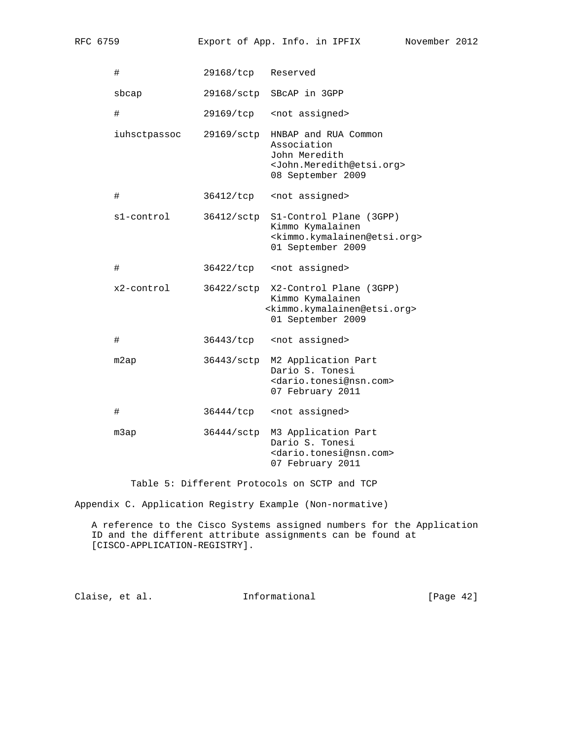```
   #              29168/tcp   Reserved

   sbcap          29168/sctp  SBcAP in 3GPP

   #              29169/tcp   <not assigned>

   iuhsctpassoc   29169/sctp  HNBAP and RUA Common
                              Association
                              John Meredith
                              <John.Meredith@etsi.org>
                              08 September 2009

   #              36412/tcp   <not assigned>

   s1-control     36412/sctp  S1-Control Plane (3GPP)
                              Kimmo Kymalainen
                              <kimmo.kymalainen@etsi.org>
                              01 September 2009

   #              36422/tcp   <not assigned>

   x2-control     36422/sctp  X2-Control Plane (3GPP)
                              Kimmo Kymalainen
                             <kimmo.kymalainen@etsi.org>
                              01 September 2009

   #              36443/tcp   <not assigned>

   m2ap           36443/sctp  M2 Application Part
                              Dario S. Tonesi
                              <dario.tonesi@nsn.com>
                              07 February 2011

   #              36444/tcp   <not assigned>

   m3ap           36444/sctp  M3 Application Part
                              Dario S. Tonesi
                              <dario.tonesi@nsn.com>
                              07 February 2011
```

Table 5: Different Protocols on SCTP and TCP

## Appendix C. Application Registry Example (Non-normative)

A reference to the Cisco Systems assigned numbers for the Application ID and the different attribute assignments can be found at [CISCO-APPLICATION-REGISTRY].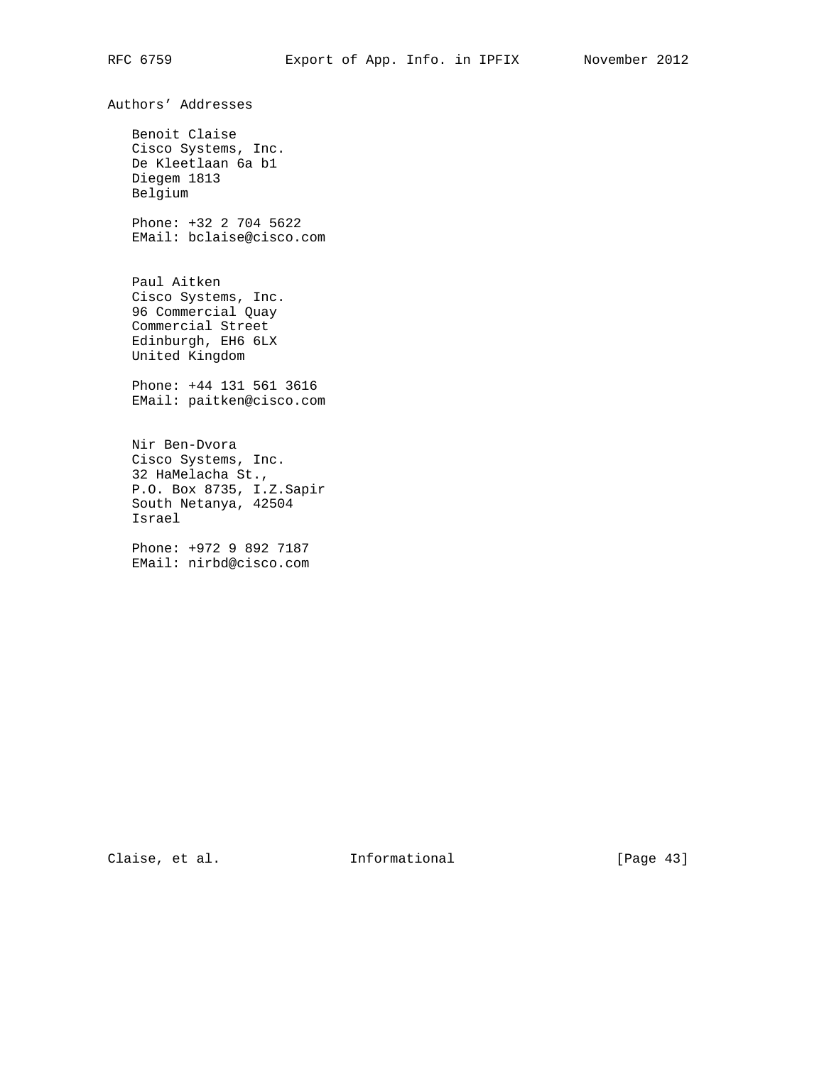## Authors' Addresses

Benoit Claise
Cisco Systems, Inc.
De Kleetlaan 6a b1
Diegem 1813
Belgium

Phone: +32 2 704 5622
EMail: bclaise@cisco.com

Paul Aitken
Cisco Systems, Inc.
96 Commercial Quay
Commercial Street
Edinburgh, EH6 6LX
United Kingdom

Phone: +44 131 561 3616
EMail: paitken@cisco.com

Nir Ben-Dvora
Cisco Systems, Inc.
32 HaMelacha St.,
P.O. Box 8735, I.Z.Sapir
South Netanya, 42504
Israel

Phone: +972 9 892 7187
EMail: nirbd@cisco.com